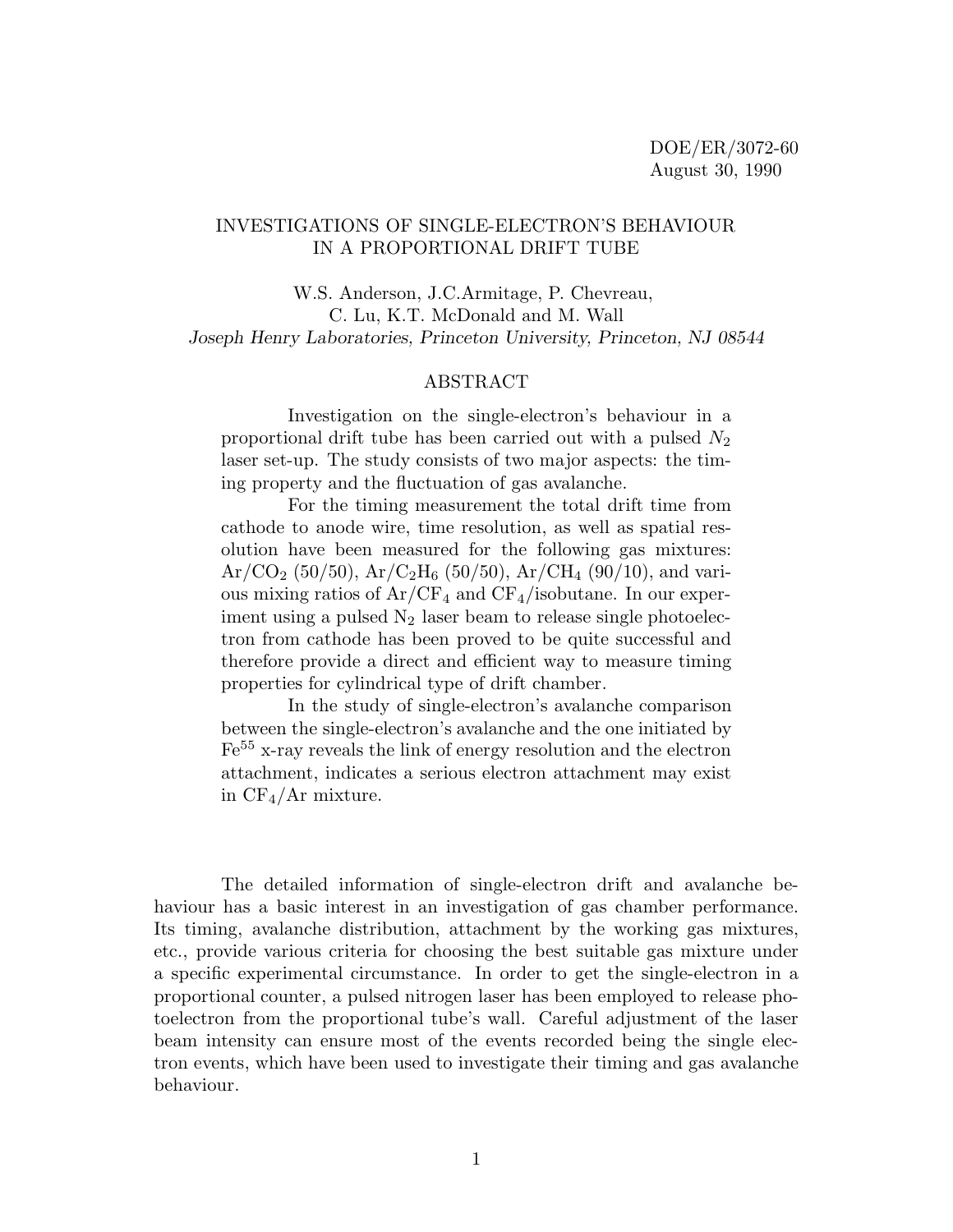DOE/ER/3072-60
August 30, 1990

# INVESTIGATIONS OF SINGLE-ELECTRON'S BEHAVIOUR IN A PROPORTIONAL DRIFT TUBE

W.S. Anderson, J.C.Armitage, P. Chevreau,
C. Lu, K.T. McDonald and M. Wall
*Joseph Henry Laboratories, Princeton University, Princeton, NJ 08544*

## ABSTRACT

Investigation on the single-electron's behaviour in a proportional drift tube has been carried out with a pulsed $N_2$ laser set-up. The study consists of two major aspects: the timing property and the fluctuation of gas avalanche.

For the timing measurement the total drift time from cathode to anode wire, time resolution, as well as spatial resolution have been measured for the following gas mixtures: $Ar/CO_2$ (50/50), $Ar/C_2H_6$ (50/50), $Ar/CH_4$ (90/10), and various mixing ratios of $Ar/CF_4$ and $CF_4$/isobutane. In our experiment using a pulsed $N_2$ laser beam to release single photoelectron from cathode has been proved to be quite successful and therefore provide a direct and efficient way to measure timing properties for cylindrical type of drift chamber.

In the study of single-electron's avalanche comparison between the single-electron's avalanche and the one initiated by $Fe^{55}$ x-ray reveals the link of energy resolution and the electron attachment, indicates a serious electron attachment may exist in $CF_4$/Ar mixture.

The detailed information of single-electron drift and avalanche behaviour has a basic interest in an investigation of gas chamber performance. Its timing, avalanche distribution, attachment by the working gas mixtures, etc., provide various criteria for choosing the best suitable gas mixture under a specific experimental circumstance. In order to get the single-electron in a proportional counter, a pulsed nitrogen laser has been employed to release photoelectron from the proportional tube's wall. Careful adjustment of the laser beam intensity can ensure most of the events recorded being the single electron events, which have been used to investigate their timing and gas avalanche behaviour.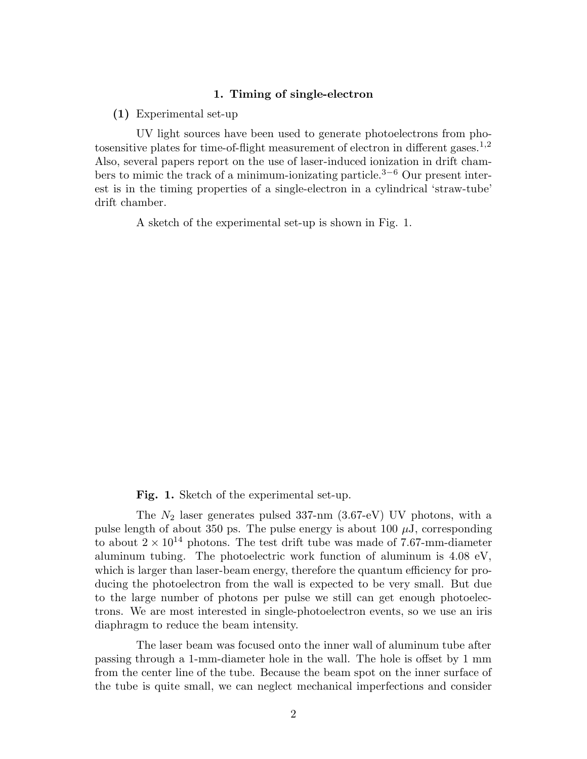### 1. Timing of single-electron

**(1)** Experimental set-up

UV light sources have been used to generate photoelectrons from photosensitive plates for time-of-flight measurement of electron in different gases.[1,2] Also, several papers report on the use of laser-induced ionization in drift chambers to mimic the track of a minimum-ionizating particle.[3−6] Our present interest is in the timing properties of a single-electron in a cylindrical 'straw-tube' drift chamber.

A sketch of the experimental set-up is shown in Fig. 1.

**Fig. 1.** Sketch of the experimental set-up.

The $N_2$ laser generates pulsed 337-nm (3.67-eV) UV photons, with a pulse length of about 350 ps. The pulse energy is about 100 $\mu$J, corresponding to about $2 \times 10^{14}$ photons. The test drift tube was made of 7.67-mm-diameter aluminum tubing. The photoelectric work function of aluminum is 4.08 eV, which is larger than laser-beam energy, therefore the quantum efficiency for producing the photoelectron from the wall is expected to be very small. But due to the large number of photons per pulse we still can get enough photoelectrons. We are most interested in single-photoelectron events, so we use an iris diaphragm to reduce the beam intensity.

The laser beam was focused onto the inner wall of aluminum tube after passing through a 1-mm-diameter hole in the wall. The hole is offset by 1 mm from the center line of the tube. Because the beam spot on the inner surface of the tube is quite small, we can neglect mechanical imperfections and consider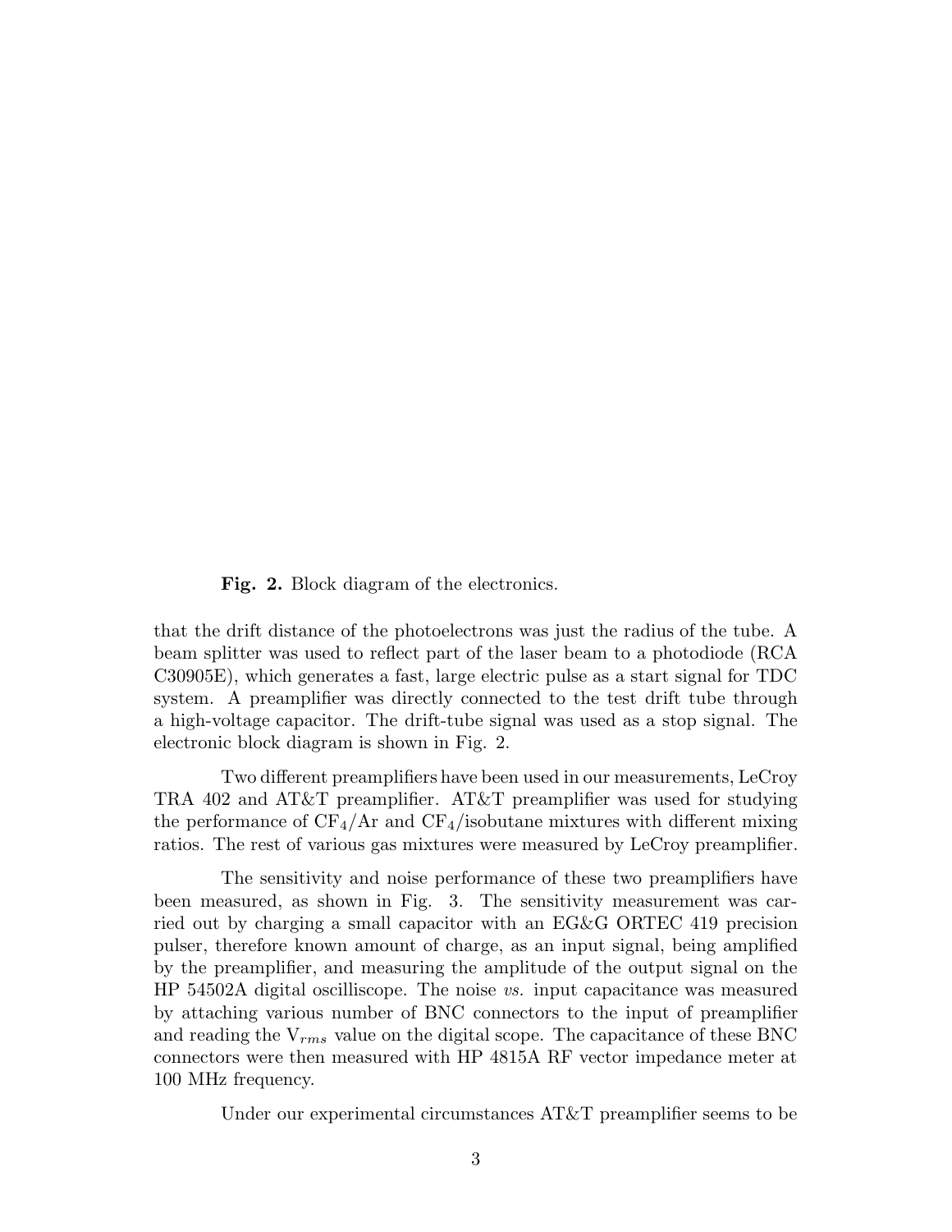**Fig. 2.** Block diagram of the electronics.

that the drift distance of the photoelectrons was just the radius of the tube. A beam splitter was used to reflect part of the laser beam to a photodiode (RCA C30905E), which generates a fast, large electric pulse as a start signal for TDC system. A preamplifier was directly connected to the test drift tube through a high-voltage capacitor. The drift-tube signal was used as a stop signal. The electronic block diagram is shown in Fig. 2.

Two different preamplifiers have been used in our measurements, LeCroy TRA 402 and AT&T preamplifier. AT&T preamplifier was used for studying the performance of $CF_4$/Ar and $CF_4$/isobutane mixtures with different mixing ratios. The rest of various gas mixtures were measured by LeCroy preamplifier.

The sensitivity and noise performance of these two preamplifiers have been measured, as shown in Fig. 3. The sensitivity measurement was carried out by charging a small capacitor with an EG&G ORTEC 419 precision pulser, therefore known amount of charge, as an input signal, being amplified by the preamplifier, and measuring the amplitude of the output signal on the HP 54502A digital oscilliscope. The noise *vs.* input capacitance was measured by attaching various number of BNC connectors to the input of preamplifier and reading the $V_{rms}$ value on the digital scope. The capacitance of these BNC connectors were then measured with HP 4815A RF vector impedance meter at 100 MHz frequency.

Under our experimental circumstances AT&T preamplifier seems to be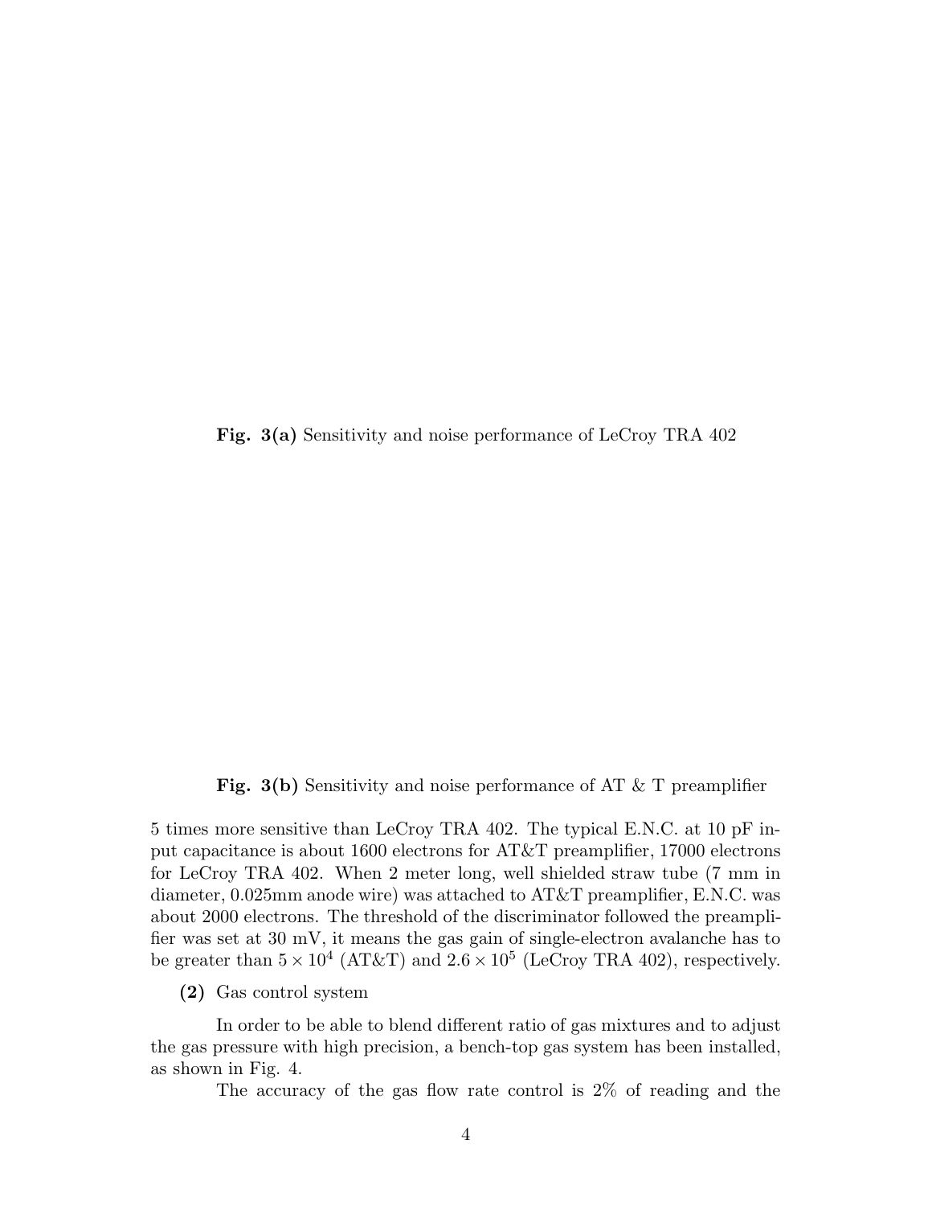**Fig. 3(a)** Sensitivity and noise performance of LeCroy TRA 402

**Fig. 3(b)** Sensitivity and noise performance of AT & T preamplifier

5 times more sensitive than LeCroy TRA 402. The typical E.N.C. at 10 pF input capacitance is about 1600 electrons for AT&T preamplifier, 17000 electrons for LeCroy TRA 402. When 2 meter long, well shielded straw tube (7 mm in diameter, 0.025mm anode wire) was attached to AT&T preamplifier, E.N.C. was about 2000 electrons. The threshold of the discriminator followed the preamplifier was set at 30 mV, it means the gas gain of single-electron avalanche has to be greater than $5 \times 10^4$ (AT&T) and $2.6 \times 10^5$ (LeCroy TRA 402), respectively.

**(2)** Gas control system

In order to be able to blend different ratio of gas mixtures and to adjust the gas pressure with high precision, a bench-top gas system has been installed, as shown in Fig. 4.

The accuracy of the gas flow rate control is 2% of reading and the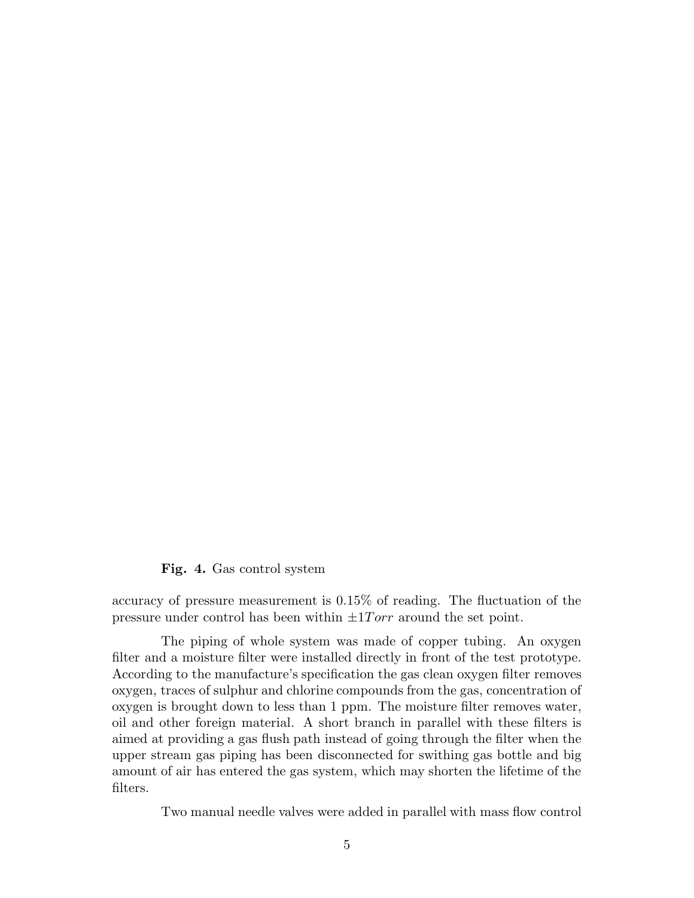**Fig. 4.** Gas control system

accuracy of pressure measurement is 0.15% of reading. The fluctuation of the pressure under control has been within $\pm 1 Torr$ around the set point.

The piping of whole system was made of copper tubing. An oxygen filter and a moisture filter were installed directly in front of the test prototype. According to the manufacture's specification the gas clean oxygen filter removes oxygen, traces of sulphur and chlorine compounds from the gas, concentration of oxygen is brought down to less than 1 ppm. The moisture filter removes water, oil and other foreign material. A short branch in parallel with these filters is aimed at providing a gas flush path instead of going through the filter when the upper stream gas piping has been disconnected for swithing gas bottle and big amount of air has entered the gas system, which may shorten the lifetime of the filters.

Two manual needle valves were added in parallel with mass flow control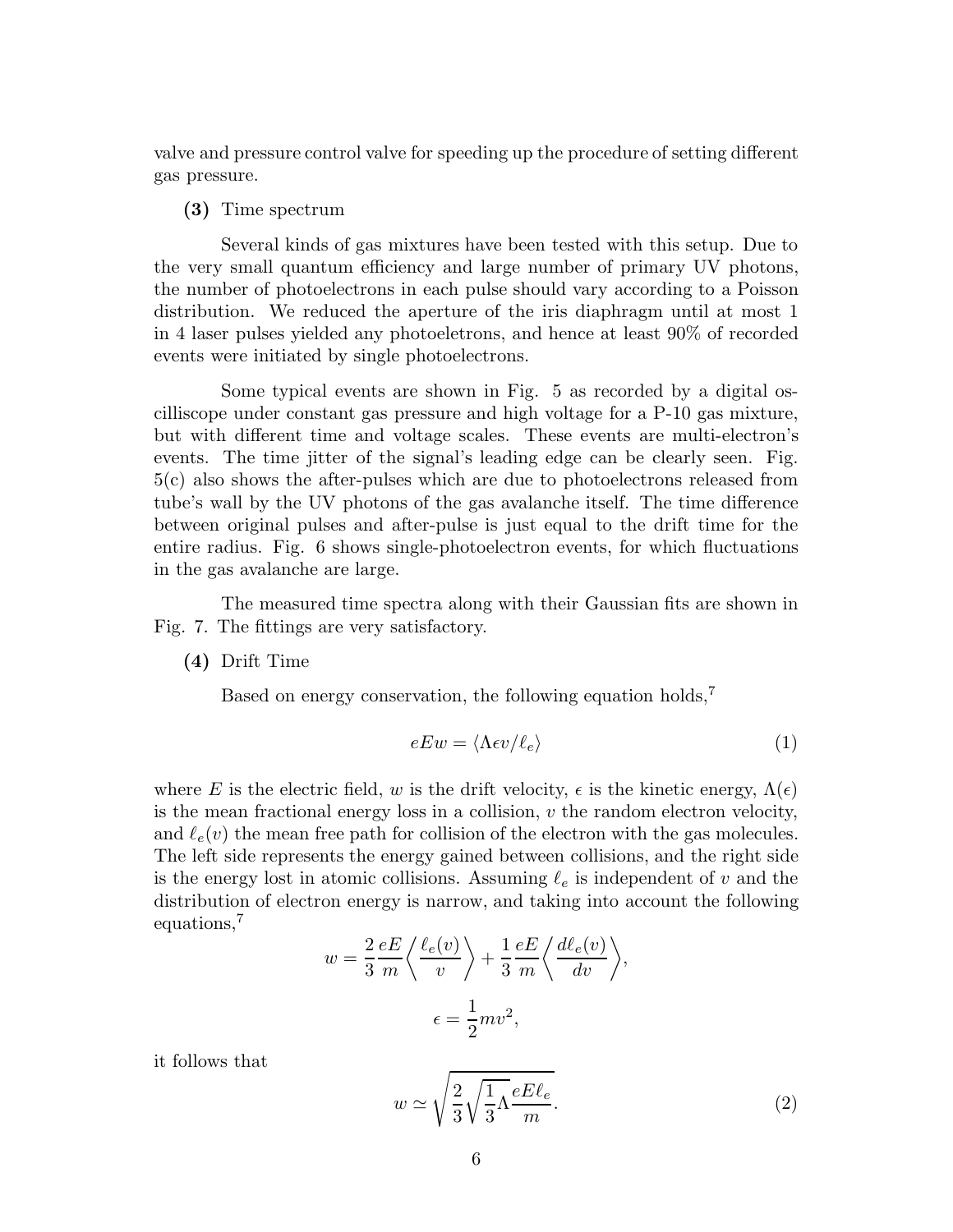valve and pressure control valve for speeding up the procedure of setting different gas pressure.

**(3)** Time spectrum

Several kinds of gas mixtures have been tested with this setup. Due to the very small quantum efficiency and large number of primary UV photons, the number of photoelectrons in each pulse should vary according to a Poisson distribution. We reduced the aperture of the iris diaphragm until at most 1 in 4 laser pulses yielded any photoeletrons, and hence at least 90% of recorded events were initiated by single photoelectrons.

Some typical events are shown in Fig. 5 as recorded by a digital oscilliscope under constant gas pressure and high voltage for a P-10 gas mixture, but with different time and voltage scales. These events are multi-electron's events. The time jitter of the signal's leading edge can be clearly seen. Fig. 5(c) also shows the after-pulses which are due to photoelectrons released from tube's wall by the UV photons of the gas avalanche itself. The time difference between original pulses and after-pulse is just equal to the drift time for the entire radius. Fig. 6 shows single-photoelectron events, for which fluctuations in the gas avalanche are large.

The measured time spectra along with their Gaussian fits are shown in Fig. 7. The fittings are very satisfactory.

**(4)** Drift Time

Based on energy conservation, the following equation holds,[7]

$$eEw = \langle \Lambda \epsilon v / \ell_e \rangle \tag{1}$$

where $E$ is the electric field, $w$ is the drift velocity, $\epsilon$ is the kinetic energy, $\Lambda(\epsilon)$ is the mean fractional energy loss in a collision, $v$ the random electron velocity, and $\ell_e(v)$ the mean free path for collision of the electron with the gas molecules. The left side represents the energy gained between collisions, and the right side is the energy lost in atomic collisions. Assuming $\ell_e$ is independent of $v$ and the distribution of electron energy is narrow, and taking into account the following equations,[7]

$$w = \frac{2}{3}\frac{eE}{m}\left\langle \frac{\ell_e(v)}{v} \right\rangle + \frac{1}{3}\frac{eE}{m}\left\langle \frac{d\ell_e(v)}{dv} \right\rangle,$$

$$\epsilon = \frac{1}{2}mv^2,$$

it follows that

$$w \simeq \sqrt{\frac{2}{3}\sqrt{\frac{1}{3}\Lambda}\frac{eE\ell_e}{m}}. \tag{2}$$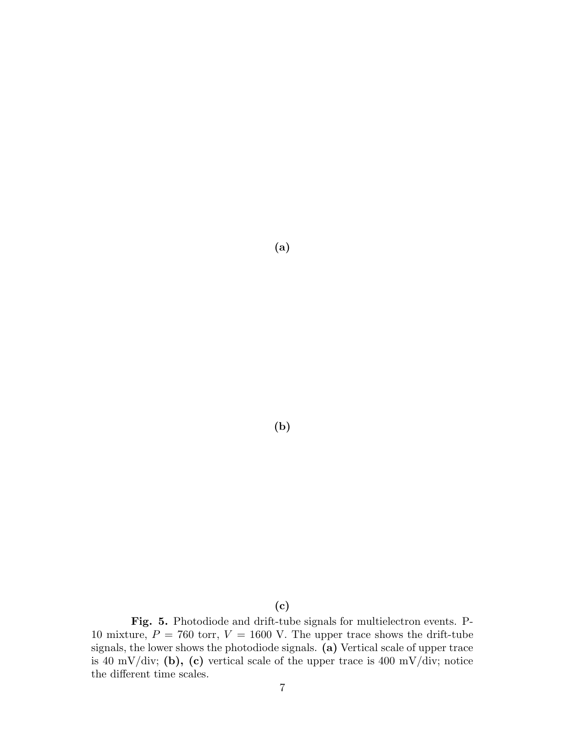**(a)**

**(b)**

**(c)**

**Fig. 5.** Photodiode and drift-tube signals for multielectron events. P-10 mixture, $P = 760$ torr, $V = 1600$ V. The upper trace shows the drift-tube signals, the lower shows the photodiode signals. **(a)** Vertical scale of upper trace is 40 mV/div; **(b), (c)** vertical scale of the upper trace is 400 mV/div; notice the different time scales.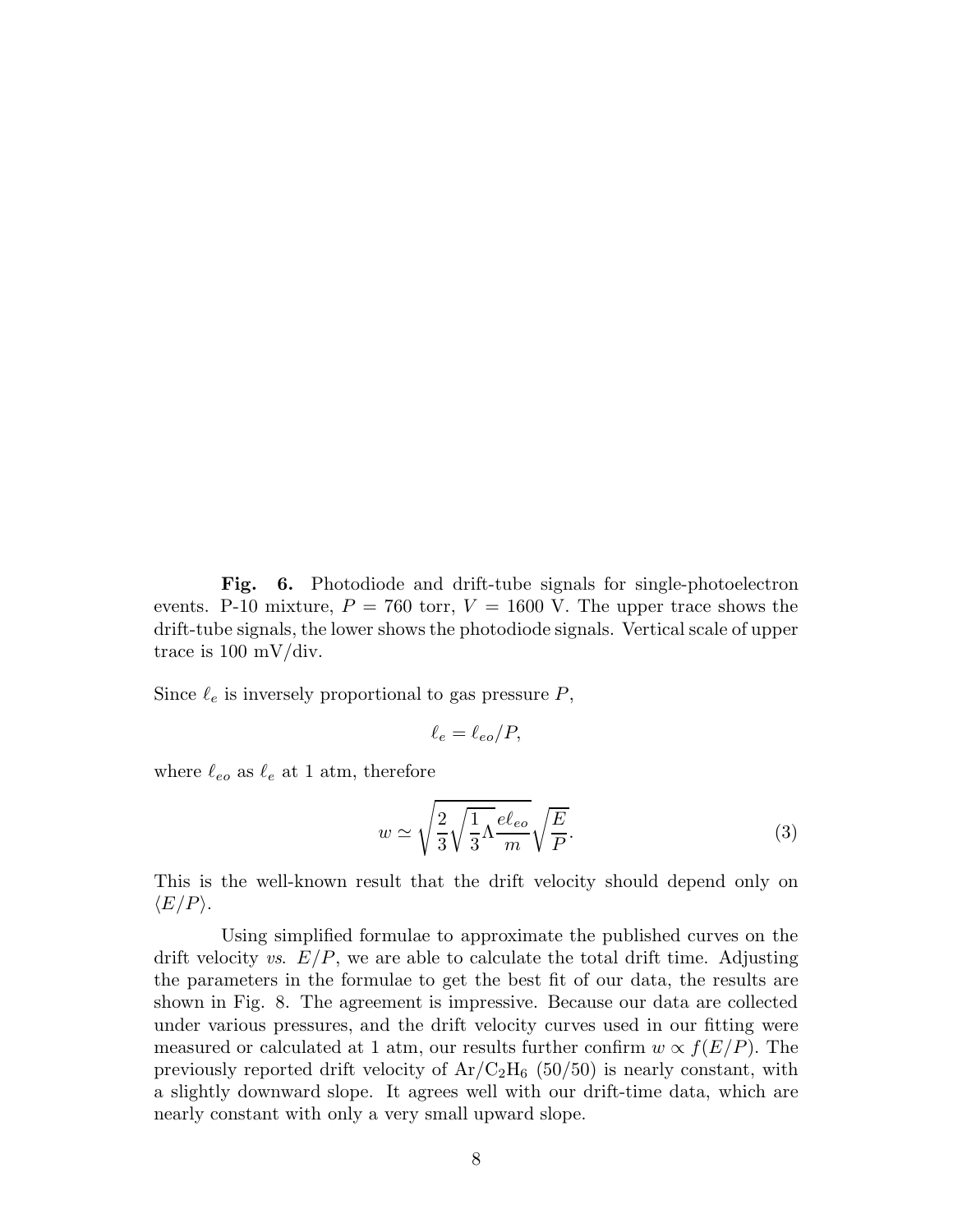**Fig. 6.** Photodiode and drift-tube signals for single-photoelectron events. P-10 mixture, $P = 760$ torr, $V = 1600$ V. The upper trace shows the drift-tube signals, the lower shows the photodiode signals. Vertical scale of upper trace is 100 mV/div.

Since $\ell_e$ is inversely proportional to gas pressure $P$,

$$\ell_e = \ell_{eo}/P,$$

where $\ell_{eo}$ as $\ell_e$ at 1 atm, therefore

$$w \simeq \sqrt{\frac{2}{3}\sqrt{\frac{1}{3}}\Lambda\frac{e\ell_{eo}}{m}}\sqrt{\frac{E}{P}}. \tag{3}$$

This is the well-known result that the drift velocity should depend only on $\langle E/P \rangle$.

Using simplified formulae to approximate the published curves on the drift velocity *vs.* $E/P$, we are able to calculate the total drift time. Adjusting the parameters in the formulae to get the best fit of our data, the results are shown in Fig. 8. The agreement is impressive. Because our data are collected under various pressures, and the drift velocity curves used in our fitting were measured or calculated at 1 atm, our results further confirm $w \propto f(E/P)$. The previously reported drift velocity of $Ar/C_2H_6$ (50/50) is nearly constant, with a slightly downward slope. It agrees well with our drift-time data, which are nearly constant with only a very small upward slope.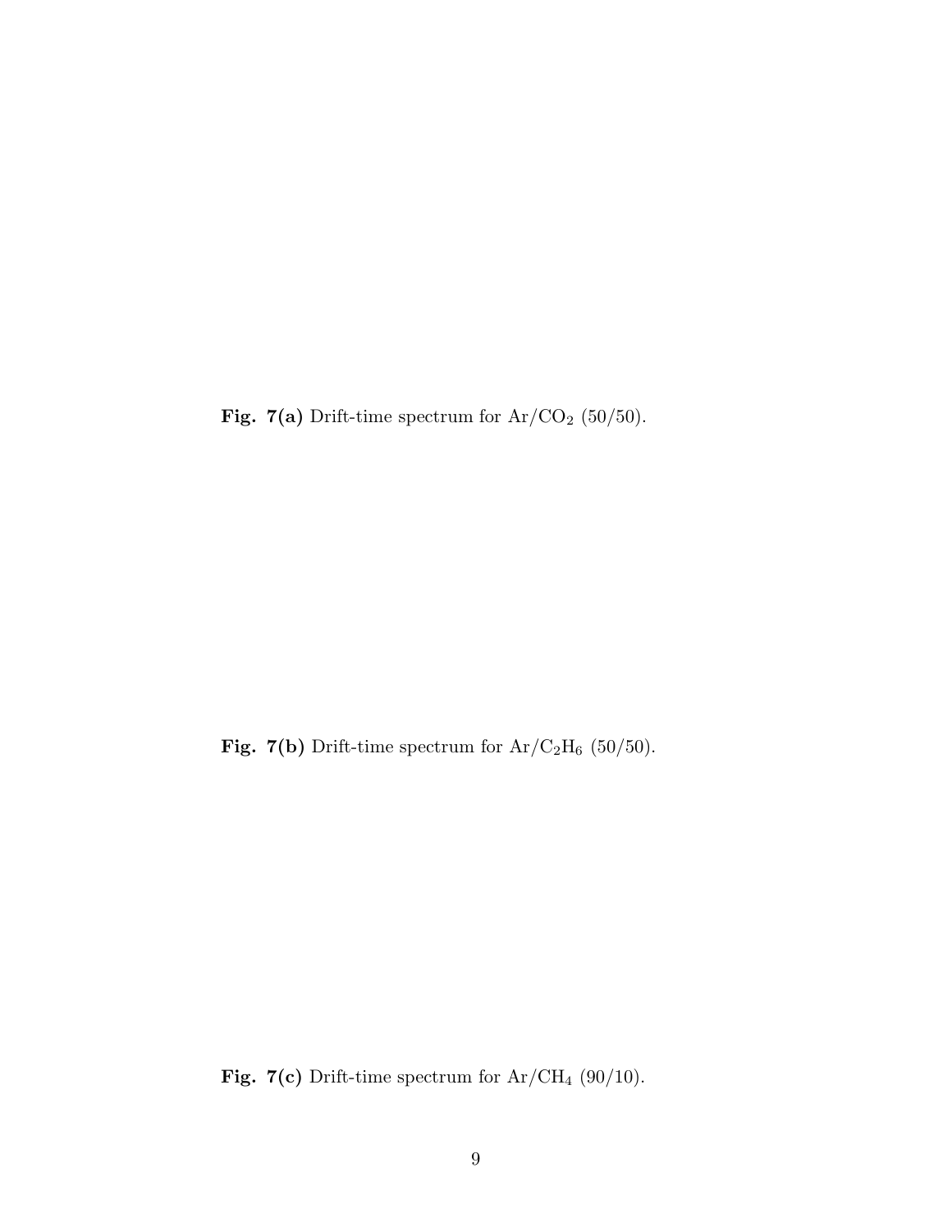**Fig. 7(a)** Drift-time spectrum for $Ar/CO_2$ (50/50).

**Fig. 7(b)** Drift-time spectrum for $Ar/C_2H_6$ (50/50).

**Fig. 7(c)** Drift-time spectrum for $Ar/CH_4$ (90/10).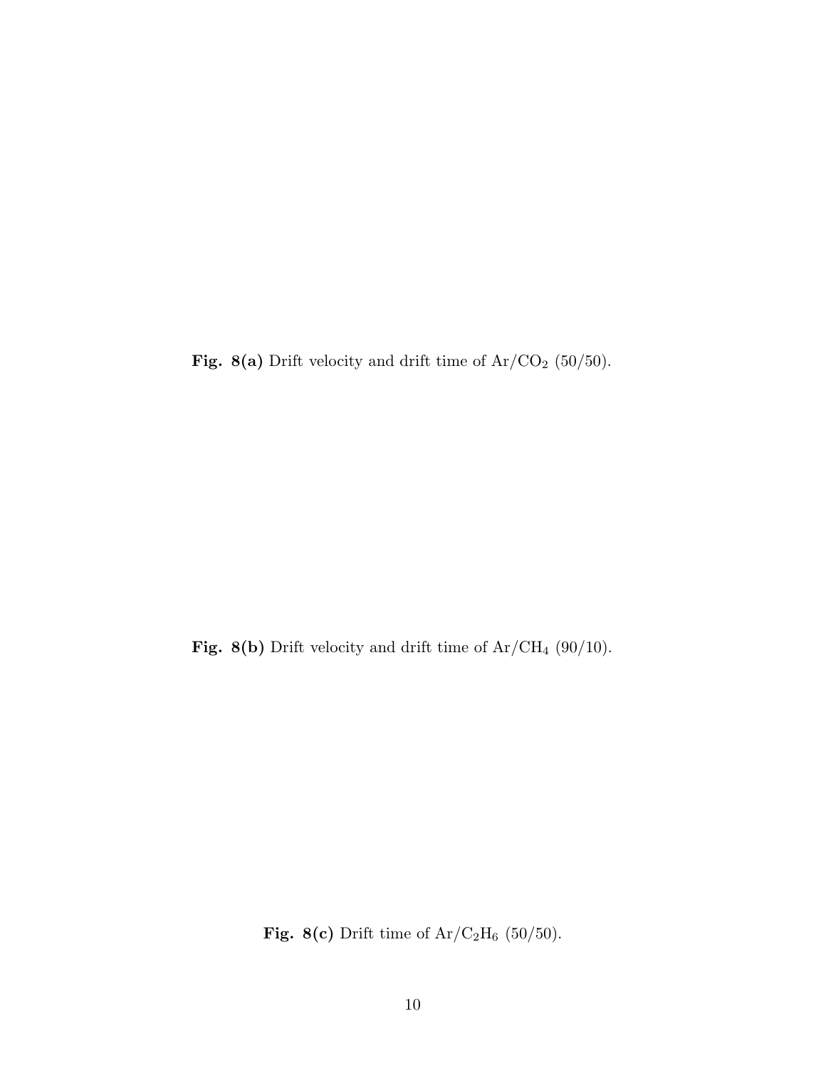**Fig. 8(a)** Drift velocity and drift time of Ar/$CO_2$ (50/50).

**Fig. 8(b)** Drift velocity and drift time of Ar/$CH_4$ (90/10).

**Fig. 8(c)** Drift time of Ar/$C_2H_6$ (50/50).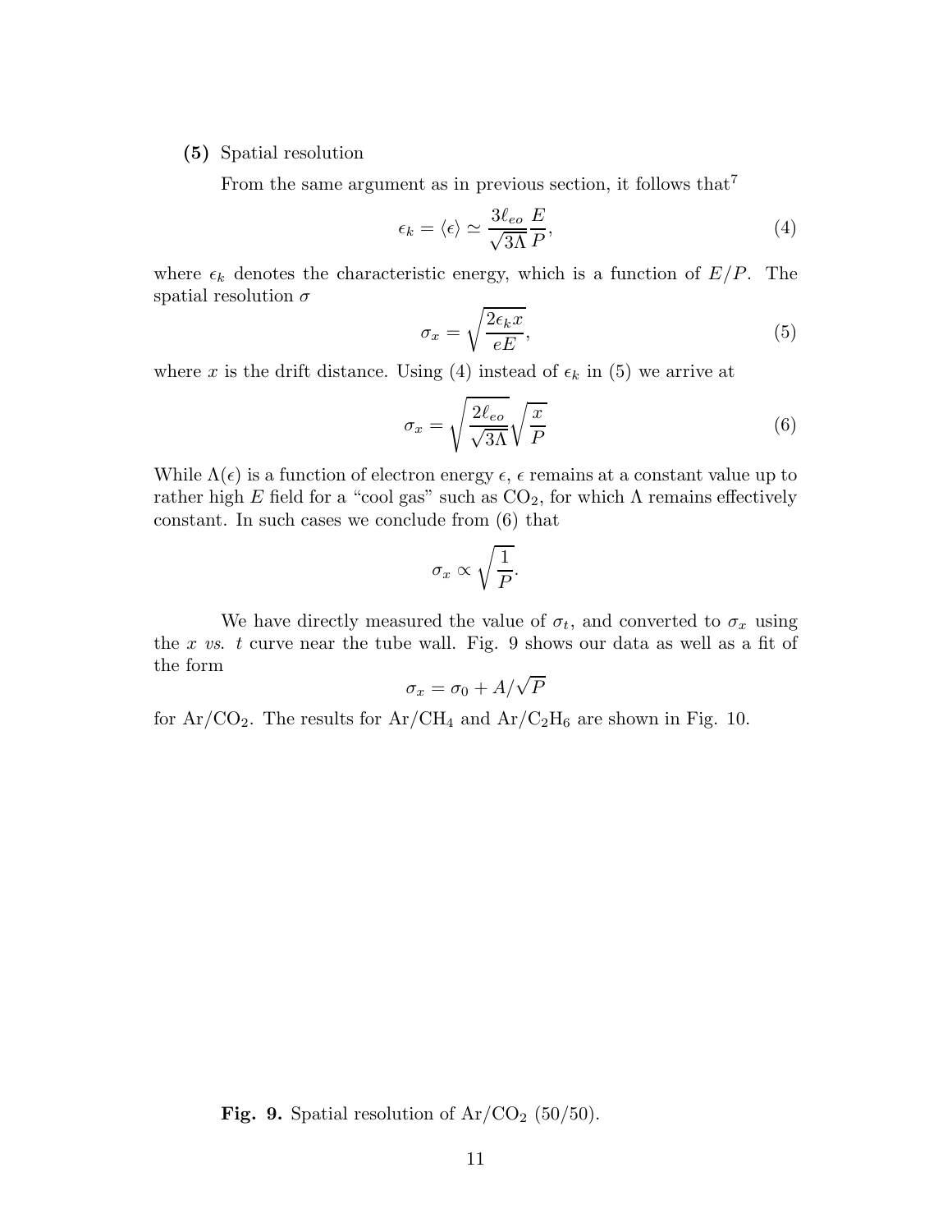**(5)** Spatial resolution

From the same argument as in previous section, it follows that[7]

$$\epsilon_k = \langle \epsilon \rangle \simeq \frac{3\ell_{eo}}{\sqrt{3\Lambda}} \frac{E}{P}, \tag{4}$$

where $\epsilon_k$ denotes the characteristic energy, which is a function of $E/P$. The spatial resolution $\sigma$

$$\sigma_x = \sqrt{\frac{2\epsilon_k x}{eE}}, \tag{5}$$

where $x$ is the drift distance. Using (4) instead of $\epsilon_k$ in (5) we arrive at

$$\sigma_x = \sqrt{\frac{2\ell_{eo}}{\sqrt{3\Lambda}}} \sqrt{\frac{x}{P}} \tag{6}$$

While $\Lambda(\epsilon)$ is a function of electron energy $\epsilon$, $\epsilon$ remains at a constant value up to rather high $E$ field for a "cool gas" such as $CO_2$, for which $\Lambda$ remains effectively constant. In such cases we conclude from (6) that

$$\sigma_x \propto \sqrt{\frac{1}{P}}.$$

We have directly measured the value of $\sigma_t$, and converted to $\sigma_x$ using the $x$ *vs.* $t$ curve near the tube wall. Fig. 9 shows our data as well as a fit of the form

$$\sigma_x = \sigma_0 + A/\sqrt{P}$$

for $Ar/CO_2$. The results for $Ar/CH_4$ and $Ar/C_2H_6$ are shown in Fig. 10.

**Fig. 9.** Spatial resolution of $Ar/CO_2$ (50/50).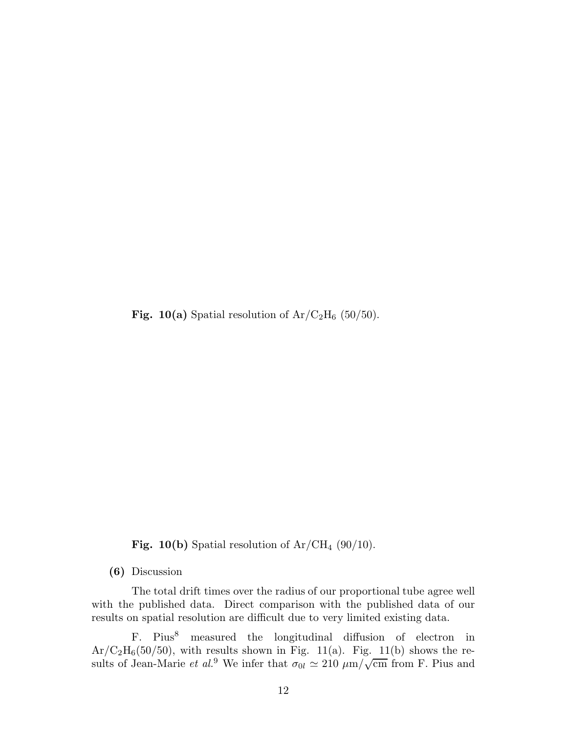**Fig. 10(a)** Spatial resolution of $Ar/C_2H_6$ (50/50).

**Fig. 10(b)** Spatial resolution of $Ar/CH_4$ (90/10).

**(6)** Discussion

The total drift times over the radius of our proportional tube agree well with the published data. Direct comparison with the published data of our results on spatial resolution are difficult due to very limited existing data.

F. Pius[8] measured the longitudinal diffusion of electron in $Ar/C_2H_6$(50/50), with results shown in Fig. 11(a). Fig. 11(b) shows the results of Jean-Marie *et al.*[9] We infer that $\sigma_{0l} \simeq 210\ \mu\mathrm{m}/\sqrt{\mathrm{cm}}$ from F. Pius and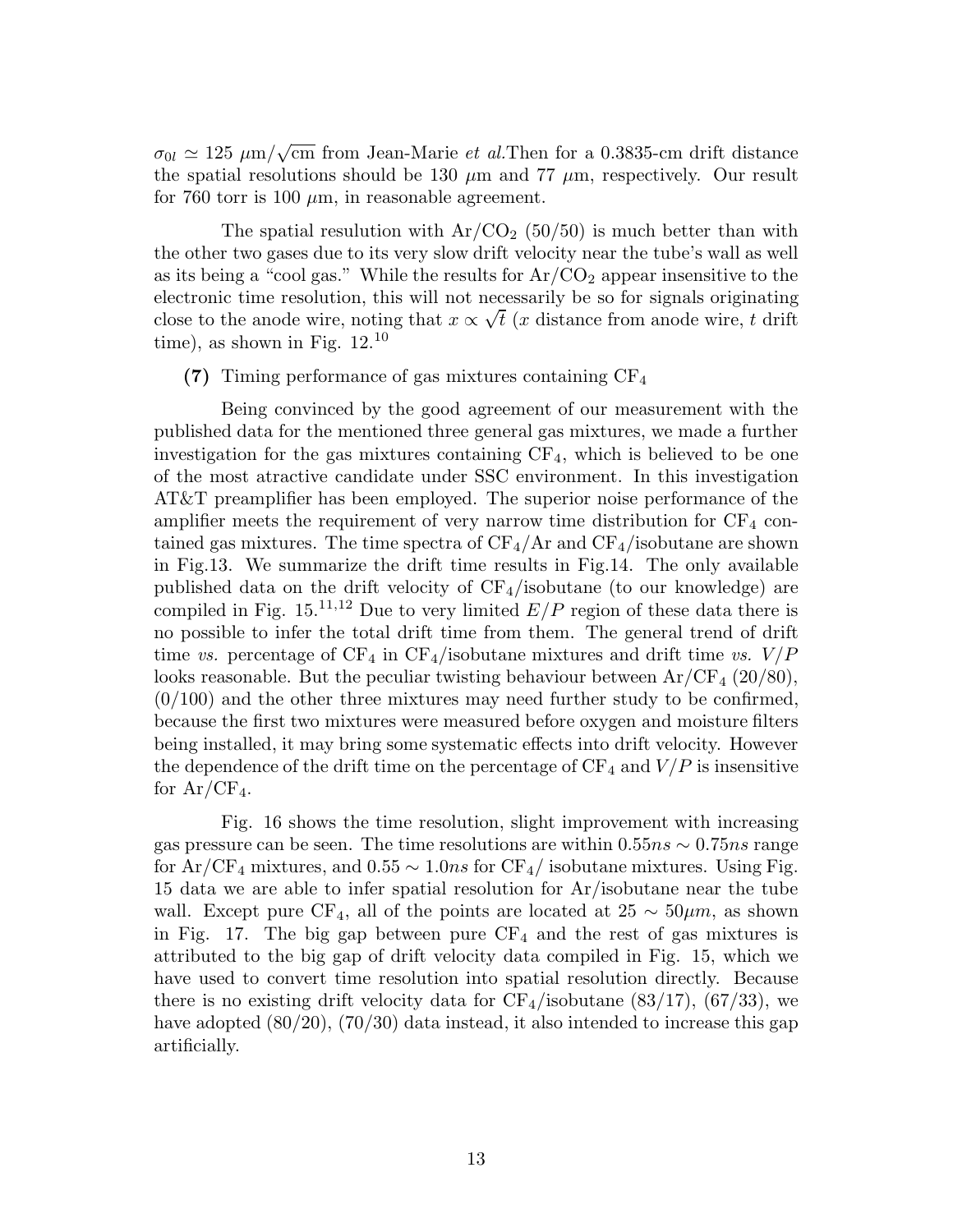$\sigma_{0l} \simeq 125\ \mu\text{m}/\sqrt{\text{cm}}$ from Jean-Marie *et al.*Then for a 0.3835-cm drift distance the spatial resolutions should be 130 $\mu$m and 77 $\mu$m, respectively. Our result for 760 torr is 100 $\mu$m, in reasonable agreement.

The spatial resulution with $Ar/CO_2$ (50/50) is much better than with the other two gases due to its very slow drift velocity near the tube's wall as well as its being a "cool gas." While the results for $Ar/CO_2$ appear insensitive to the electronic time resolution, this will not necessarily be so for signals originating close to the anode wire, noting that $x \propto \sqrt{t}$ ($x$ distance from anode wire, $t$ drift time), as shown in Fig. 12.[10]

**(7)** Timing performance of gas mixtures containing $CF_4$

Being convinced by the good agreement of our measurement with the published data for the mentioned three general gas mixtures, we made a further investigation for the gas mixtures containing $CF_4$, which is believed to be one of the most atractive candidate under SSC environment. In this investigation AT&T preamplifier has been employed. The superior noise performance of the amplifier meets the requirement of very narrow time distribution for $CF_4$ contained gas mixtures. The time spectra of $CF_4$/Ar and $CF_4$/isobutane are shown in Fig.13. We summarize the drift time results in Fig.14. The only available published data on the drift velocity of $CF_4$/isobutane (to our knowledge) are compiled in Fig. 15.[11,12] Due to very limited $E/P$ region of these data there is no possible to infer the total drift time from them. The general trend of drift time *vs.* percentage of $CF_4$ in $CF_4$/isobutane mixtures and drift time *vs.* $V/P$ looks reasonable. But the peculiar twisting behaviour between Ar/$CF_4$ (20/80), (0/100) and the other three mixtures may need further study to be confirmed, because the first two mixtures were measured before oxygen and moisture filters being installed, it may bring some systematic effects into drift velocity. However the dependence of the drift time on the percentage of $CF_4$ and $V/P$ is insensitive for Ar/$CF_4$.

Fig. 16 shows the time resolution, slight improvement with increasing gas pressure can be seen. The time resolutions are within $0.55ns \sim 0.75ns$ range for Ar/$CF_4$ mixtures, and $0.55 \sim 1.0ns$ for $CF_4$/ isobutane mixtures. Using Fig. 15 data we are able to infer spatial resolution for Ar/isobutane near the tube wall. Except pure $CF_4$, all of the points are located at $25 \sim 50\mu m$, as shown in Fig. 17. The big gap between pure $CF_4$ and the rest of gas mixtures is attributed to the big gap of drift velocity data compiled in Fig. 15, which we have used to convert time resolution into spatial resolution directly. Because there is no existing drift velocity data for $CF_4$/isobutane (83/17), (67/33), we have adopted (80/20), (70/30) data instead, it also intended to increase this gap artificially.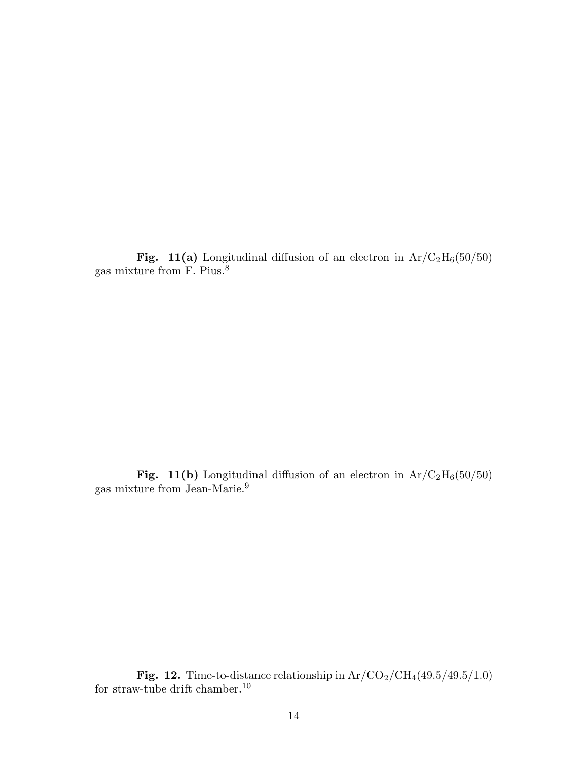**Fig. 11(a)** Longitudinal diffusion of an electron in $Ar/C_2H_6(50/50)$ gas mixture from F. Pius.[8]

**Fig. 11(b)** Longitudinal diffusion of an electron in $Ar/C_2H_6(50/50)$ gas mixture from Jean-Marie.[9]

**Fig. 12.** Time-to-distance relationship in $Ar/CO_2/CH_4(49.5/49.5/1.0)$ for straw-tube drift chamber.[10]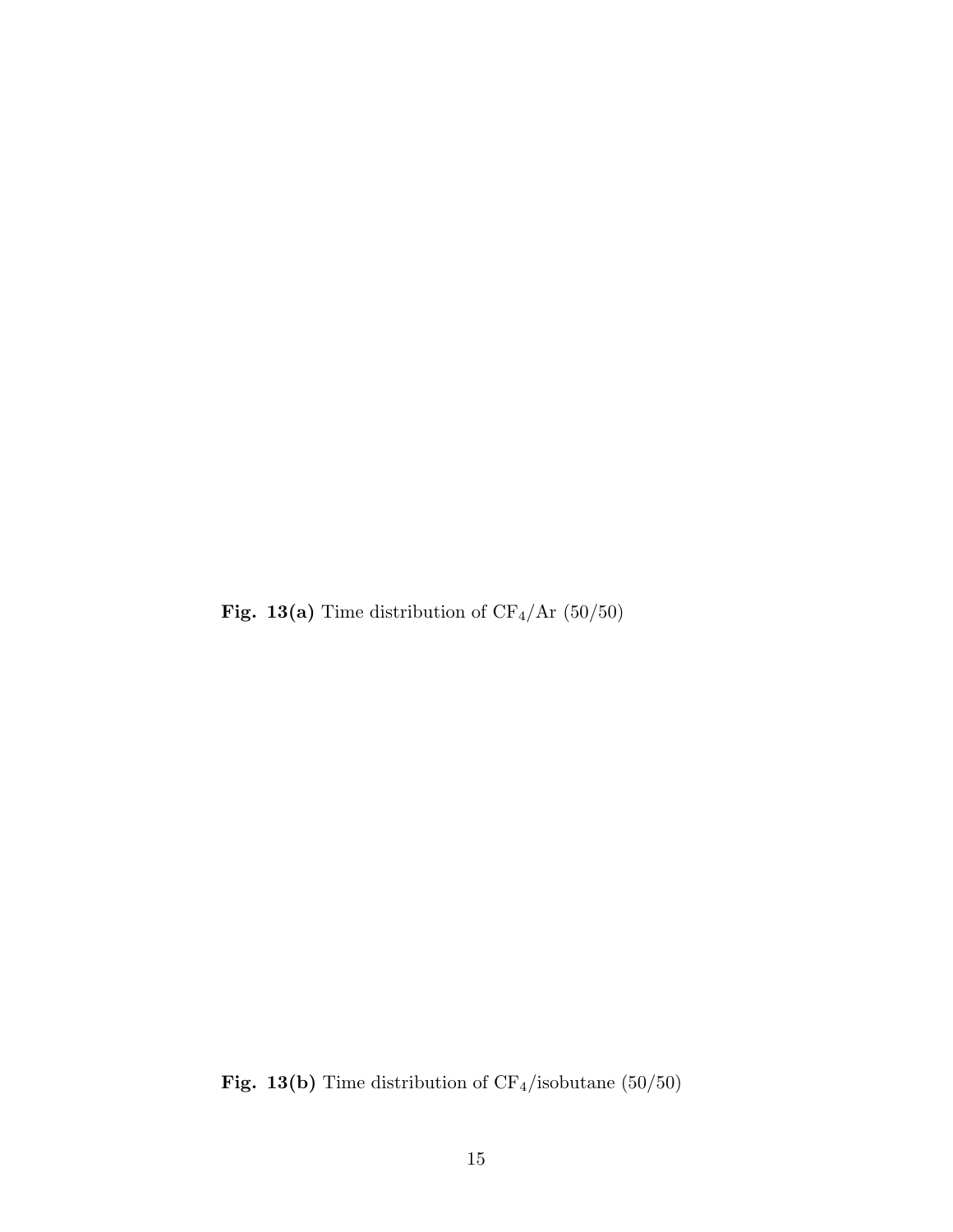**Fig. 13(a)** Time distribution of $CF_4$/Ar (50/50)

**Fig. 13(b)** Time distribution of $CF_4$/isobutane (50/50)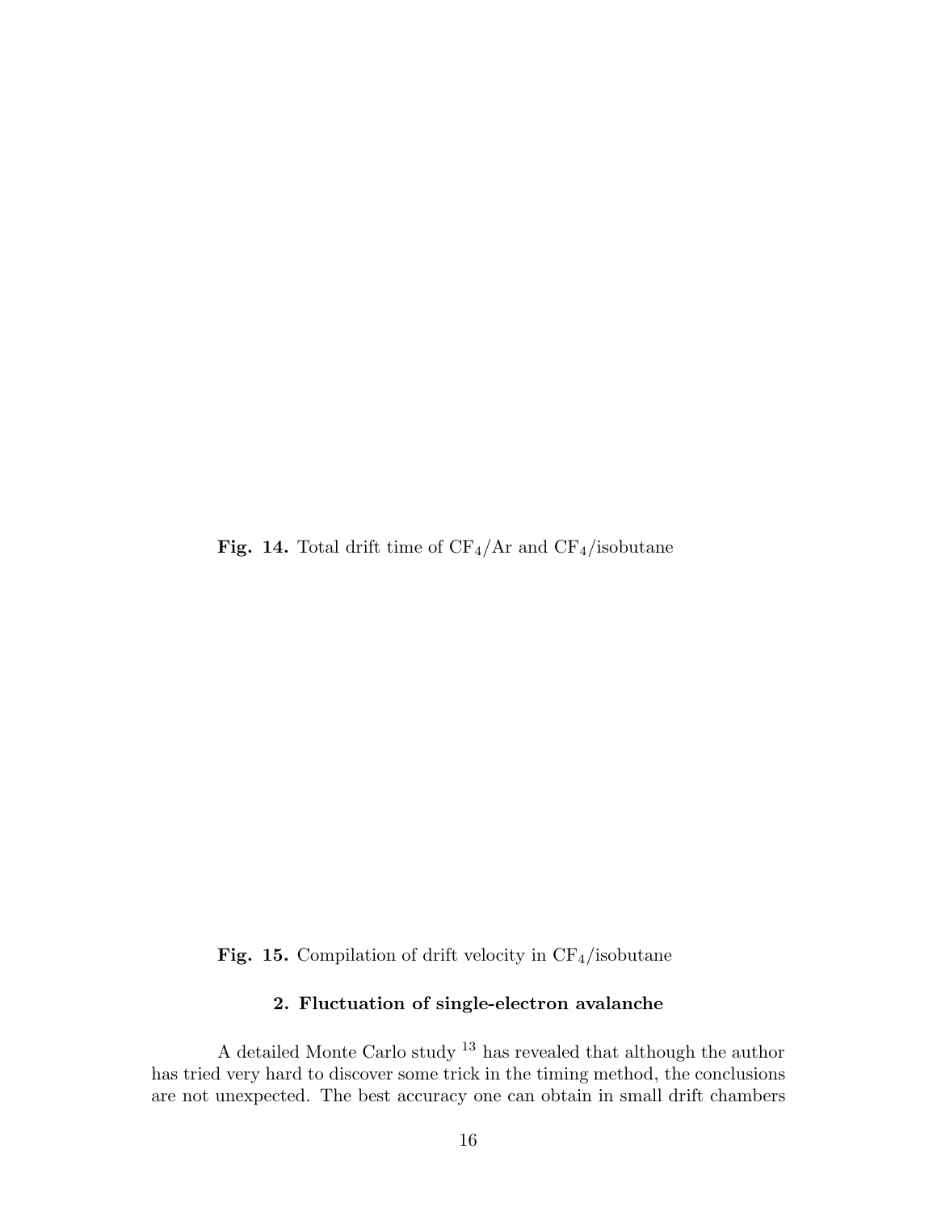**Fig. 14.** Total drift time of $CF_4$/Ar and $CF_4$/isobutane

**Fig. 15.** Compilation of drift velocity in $CF_4$/isobutane

## 2. Fluctuation of single-electron avalanche

A detailed Monte Carlo study [13] has revealed that although the author has tried very hard to discover some trick in the timing method, the conclusions are not unexpected. The best accuracy one can obtain in small drift chambers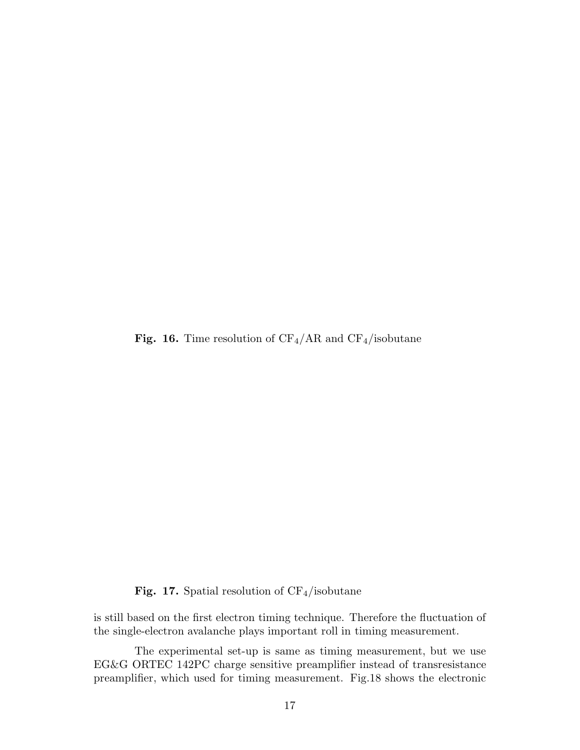**Fig. 16.** Time resolution of $CF_4$/AR and $CF_4$/isobutane

**Fig. 17.** Spatial resolution of $CF_4$/isobutane

is still based on the first electron timing technique. Therefore the fluctuation of the single-electron avalanche plays important roll in timing measurement.

The experimental set-up is same as timing measurement, but we use EG&G ORTEC 142PC charge sensitive preamplifier instead of transresistance preamplifier, which used for timing measurement. Fig.18 shows the electronic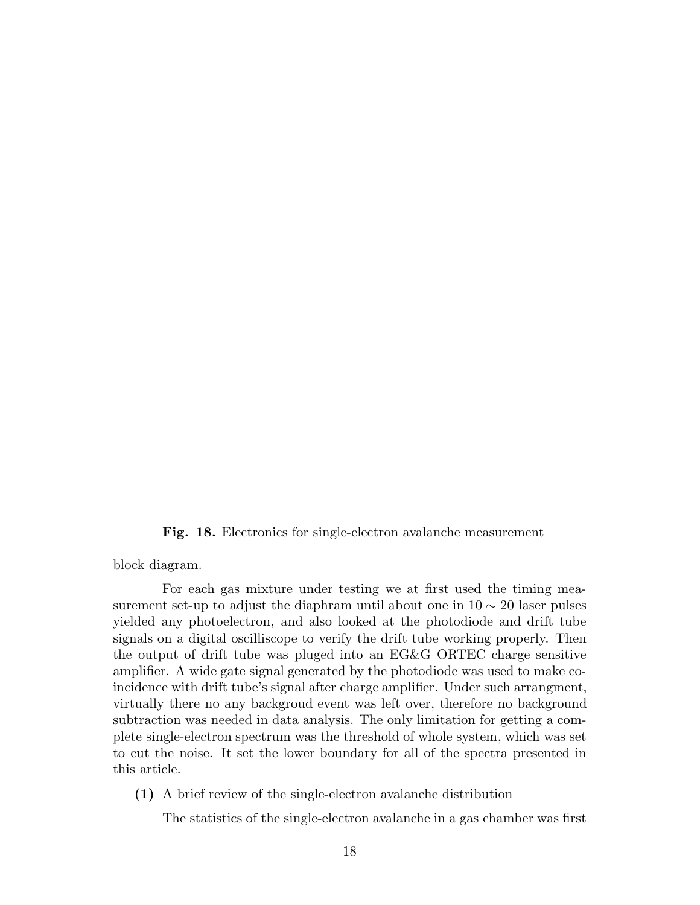**Fig. 18.** Electronics for single-electron avalanche measurement

block diagram.

For each gas mixture under testing we at first used the timing measurement set-up to adjust the diaphram until about one in $10 \sim 20$ laser pulses yielded any photoelectron, and also looked at the photodiode and drift tube signals on a digital oscilliscope to verify the drift tube working properly. Then the output of drift tube was pluged into an EG&G ORTEC charge sensitive amplifier. A wide gate signal generated by the photodiode was used to make coincidence with drift tube's signal after charge amplifier. Under such arrangment, virtually there no any backgroud event was left over, therefore no background subtraction was needed in data analysis. The only limitation for getting a complete single-electron spectrum was the threshold of whole system, which was set to cut the noise. It set the lower boundary for all of the spectra presented in this article.

**(1)** A brief review of the single-electron avalanche distribution

The statistics of the single-electron avalanche in a gas chamber was first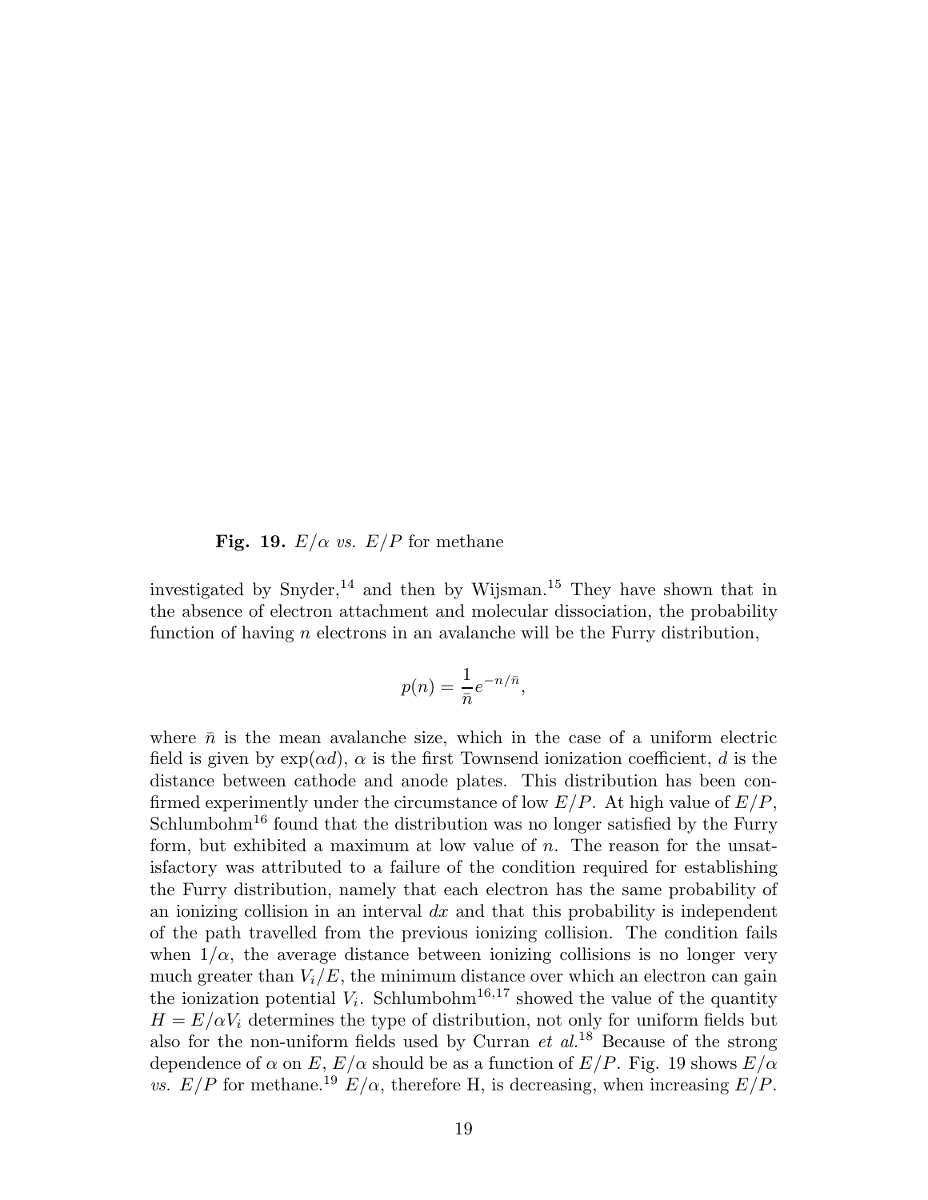**Fig. 19.** $E/\alpha$ *vs.* $E/P$ for methane

investigated by Snyder,[14] and then by Wijsman.[15] They have shown that in the absence of electron attachment and molecular dissociation, the probability function of having $n$ electrons in an avalanche will be the Furry distribution,

$$p(n) = \frac{1}{\bar{n}} e^{-n/\bar{n}},$$

where $\bar{n}$ is the mean avalanche size, which in the case of a uniform electric field is given by $\exp(\alpha d)$, $\alpha$ is the first Townsend ionization coefficient, $d$ is the distance between cathode and anode plates. This distribution has been confirmed experimently under the circumstance of low $E/P$. At high value of $E/P$, Schlumbohm[16] found that the distribution was no longer satisfied by the Furry form, but exhibited a maximum at low value of $n$. The reason for the unsatisfactory was attributed to a failure of the condition required for establishing the Furry distribution, namely that each electron has the same probability of an ionizing collision in an interval $dx$ and that this probability is independent of the path travelled from the previous ionizing collision. The condition fails when $1/\alpha$, the average distance between ionizing collisions is no longer very much greater than $V_i/E$, the minimum distance over which an electron can gain the ionization potential $V_i$. Schlumbohm[16,17] showed the value of the quantity $H = E/\alpha V_i$ determines the type of distribution, not only for uniform fields but also for the non-uniform fields used by Curran *et al.*[18] Because of the strong dependence of $\alpha$ on $E$, $E/\alpha$ should be as a function of $E/P$. Fig. 19 shows $E/\alpha$ *vs.* $E/P$ for methane.[19] $E/\alpha$, therefore H, is decreasing, when increasing $E/P$.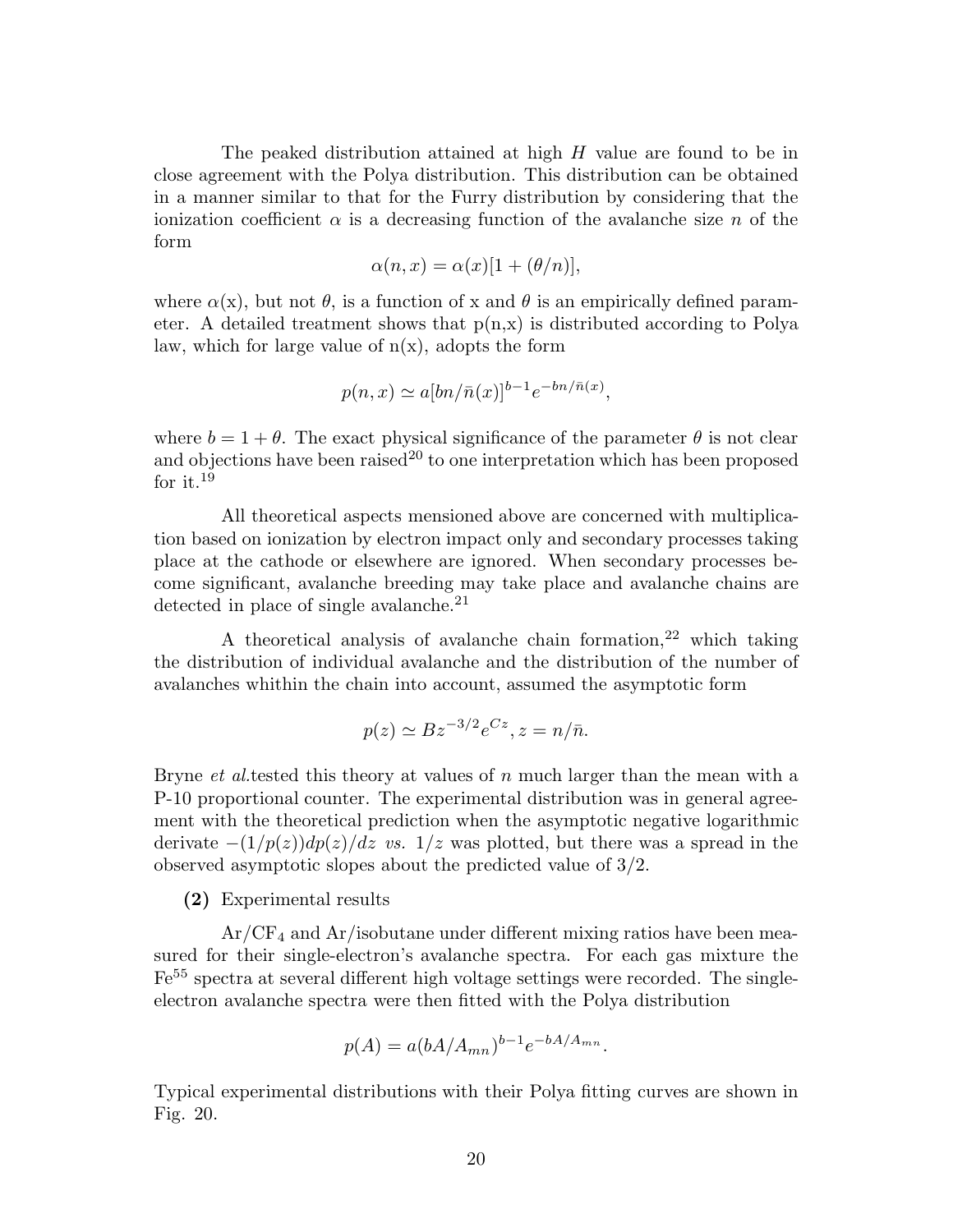The peaked distribution attained at high $H$ value are found to be in close agreement with the Polya distribution. This distribution can be obtained in a manner similar to that for the Furry distribution by considering that the ionization coefficient $\alpha$ is a decreasing function of the avalanche size $n$ of the form

$$\alpha(n, x) = \alpha(x)[1 + (\theta/n)],$$

where $\alpha$(x), but not $\theta$, is a function of x and $\theta$ is an empirically defined parameter. A detailed treatment shows that p(n,x) is distributed according to Polya law, which for large value of n(x), adopts the form

$$p(n, x) \simeq a[bn/\bar{n}(x)]^{b-1}e^{-bn/\bar{n}(x)},$$

where $b = 1 + \theta$. The exact physical significance of the parameter $\theta$ is not clear and objections have been raised[20] to one interpretation which has been proposed for it.[19]

All theoretical aspects mensioned above are concerned with multiplication based on ionization by electron impact only and secondary processes taking place at the cathode or elsewhere are ignored. When secondary processes become significant, avalanche breeding may take place and avalanche chains are detected in place of single avalanche.[21]

A theoretical analysis of avalanche chain formation,[22] which taking the distribution of individual avalanche and the distribution of the number of avalanches whithin the chain into account, assumed the asymptotic form

$$p(z) \simeq Bz^{-3/2}e^{Cz}, z = n/\bar{n}.$$

Bryne *et al.*tested this theory at values of $n$ much larger than the mean with a P-10 proportional counter. The experimental distribution was in general agreement with the theoretical prediction when the asymptotic negative logarithmic derivate $-(1/p(z))dp(z)/dz$ *vs.* $1/z$ was plotted, but there was a spread in the observed asymptotic slopes about the predicted value of 3/2.

**(2)** Experimental results

$Ar/CF_4$ and Ar/isobutane under different mixing ratios have been measured for their single-electron's avalanche spectra. For each gas mixture the $Fe^{55}$ spectra at several different high voltage settings were recorded. The single-electron avalanche spectra were then fitted with the Polya distribution

$$p(A) = a(bA/A_{mn})^{b-1}e^{-bA/A_{mn}}.$$

Typical experimental distributions with their Polya fitting curves are shown in Fig. 20.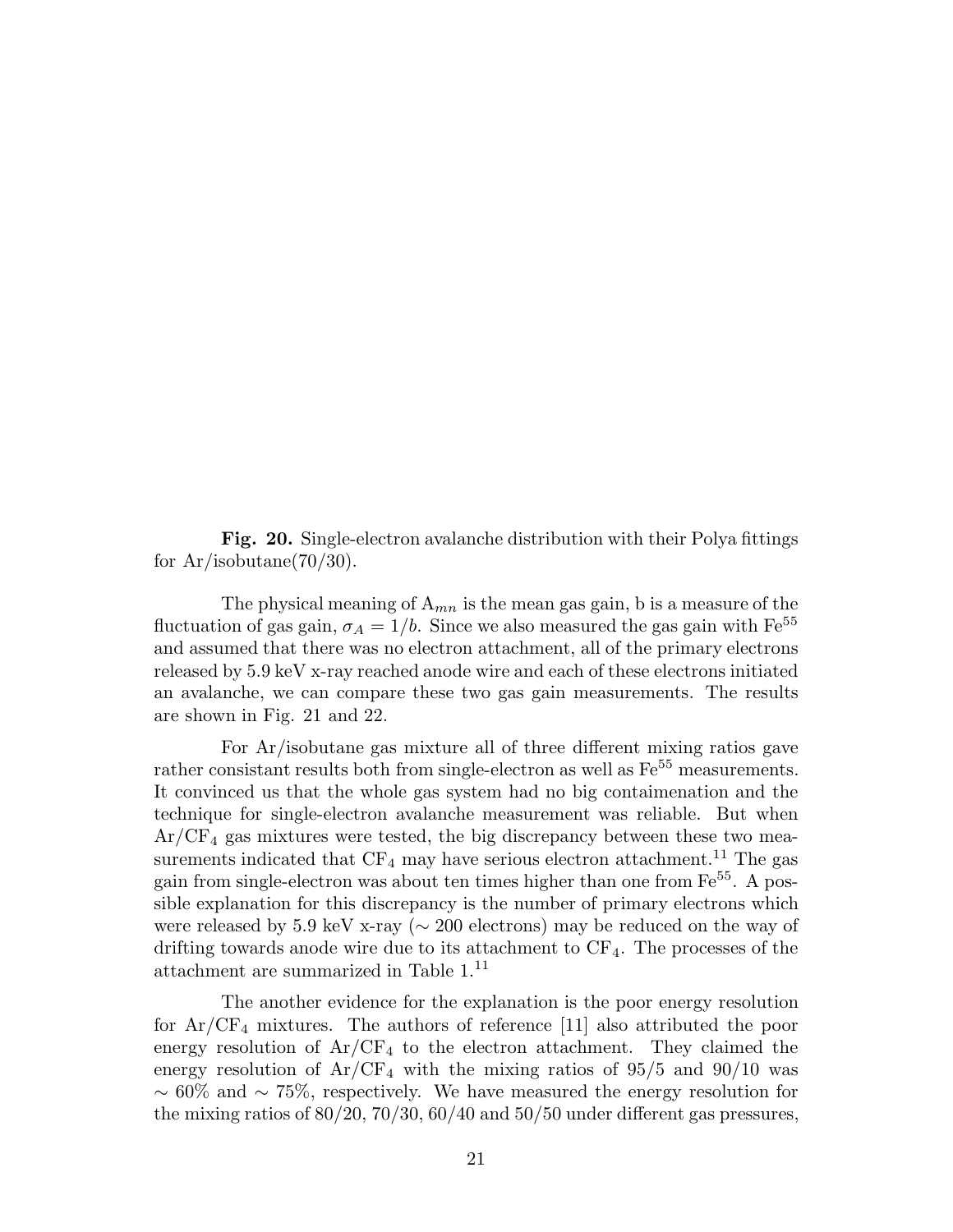**Fig. 20.** Single-electron avalanche distribution with their Polya fittings for Ar/isobutane(70/30).

The physical meaning of $A_{mn}$ is the mean gas gain, b is a measure of the fluctuation of gas gain, $\sigma_A = 1/b$. Since we also measured the gas gain with $Fe^{55}$ and assumed that there was no electron attachment, all of the primary electrons released by 5.9 keV x-ray reached anode wire and each of these electrons initiated an avalanche, we can compare these two gas gain measurements. The results are shown in Fig. 21 and 22.

For Ar/isobutane gas mixture all of three different mixing ratios gave rather consistant results both from single-electron as well as $Fe^{55}$ measurements. It convinced us that the whole gas system had no big contaimenation and the technique for single-electron avalanche measurement was reliable. But when $Ar/CF_4$ gas mixtures were tested, the big discrepancy between these two measurements indicated that $CF_4$ may have serious electron attachment.[11] The gas gain from single-electron was about ten times higher than one from $Fe^{55}$. A possible explanation for this discrepancy is the number of primary electrons which were released by 5.9 keV x-ray ($\sim$ 200 electrons) may be reduced on the way of drifting towards anode wire due to its attachment to $CF_4$. The processes of the attachment are summarized in Table 1.[11]

The another evidence for the explanation is the poor energy resolution for $Ar/CF_4$ mixtures. The authors of reference [11] also attributed the poor energy resolution of $Ar/CF_4$ to the electron attachment. They claimed the energy resolution of $Ar/CF_4$ with the mixing ratios of 95/5 and 90/10 was $\sim$ 60% and $\sim$ 75%, respectively. We have measured the energy resolution for the mixing ratios of 80/20, 70/30, 60/40 and 50/50 under different gas pressures,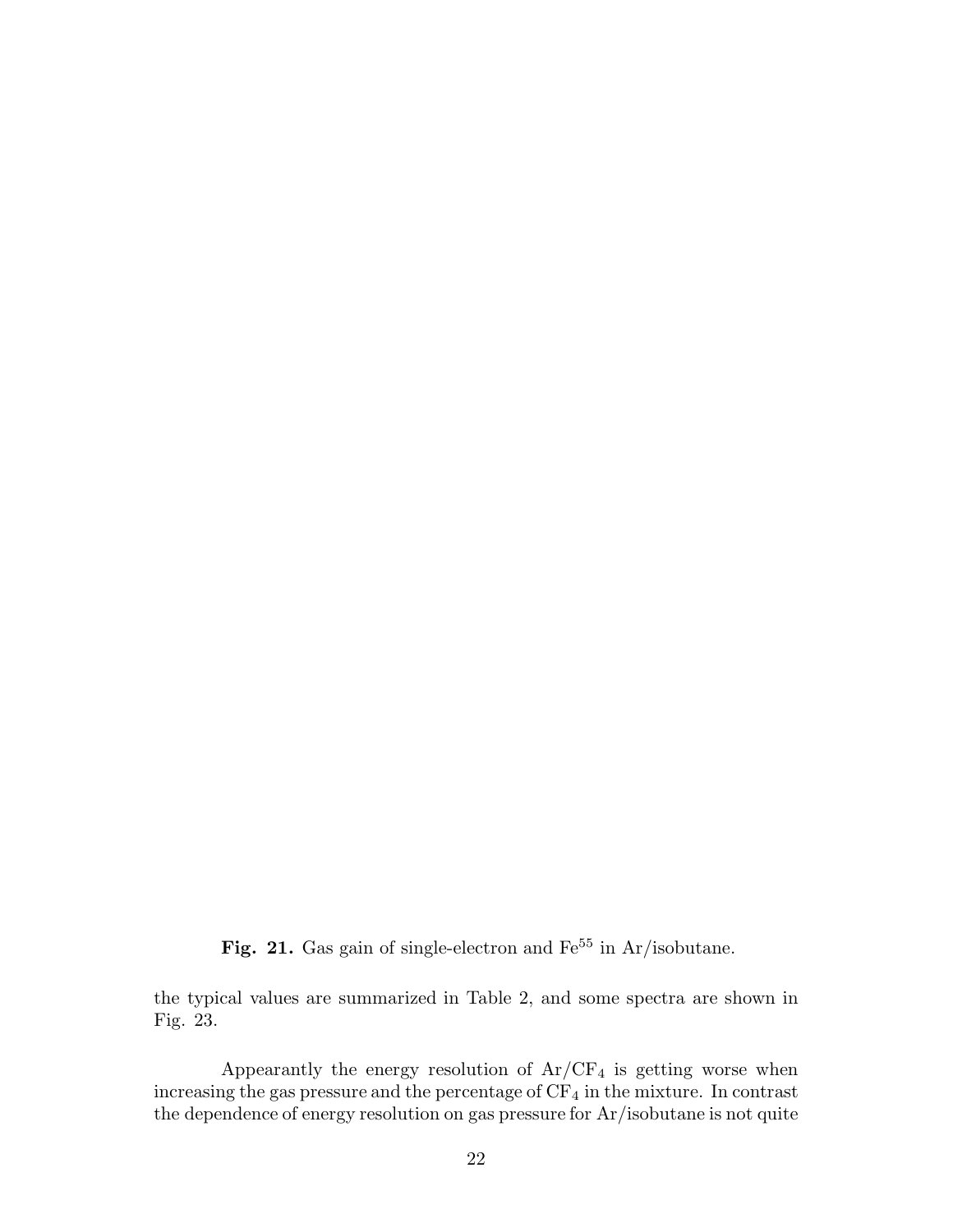**Fig. 21.** Gas gain of single-electron and $Fe^{55}$ in Ar/isobutane.

the typical values are summarized in Table 2, and some spectra are shown in Fig. 23.

Appearantly the energy resolution of $Ar/CF_4$ is getting worse when increasing the gas pressure and the percentage of $CF_4$ in the mixture. In contrast the dependence of energy resolution on gas pressure for Ar/isobutane is not quite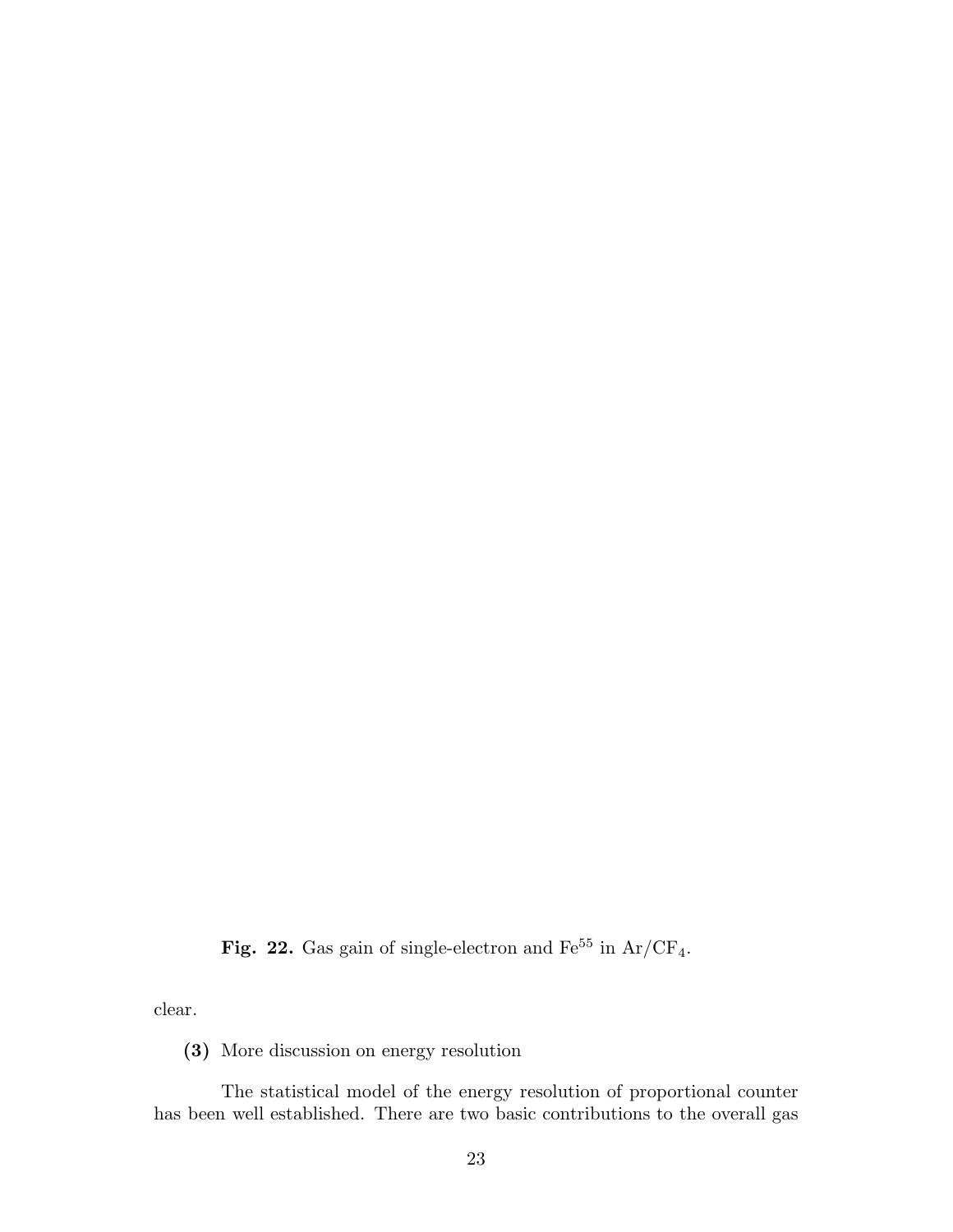**Fig. 22.** Gas gain of single-electron and $Fe^{55}$ in $Ar/CF_4$.

clear.

**(3)** More discussion on energy resolution

The statistical model of the energy resolution of proportional counter has been well established. There are two basic contributions to the overall gas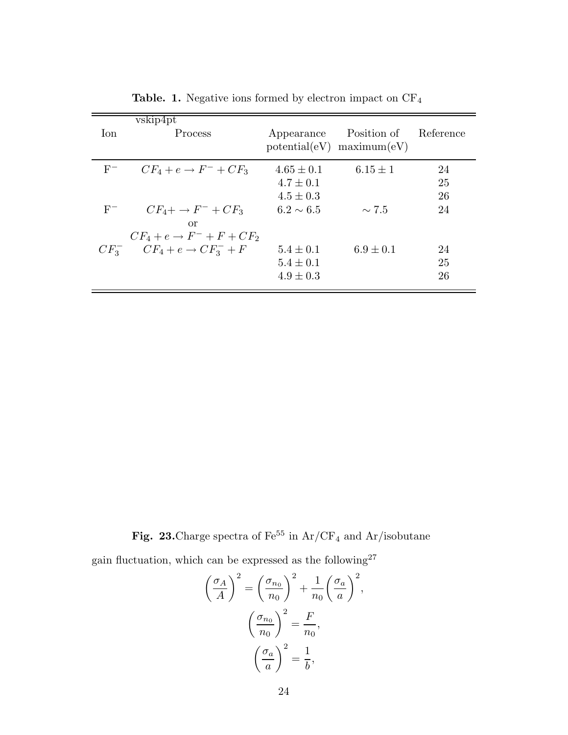**Table. 1.** Negative ions formed by electron impact on $CF_4$

| Ion | Process | Appearance potential(eV) | Position of maximum(eV) | Reference |
|---|---|---|---|---|
| $F^-$ | $CF_4 + e \rightarrow F^- + CF_3$ | $4.65 \pm 0.1$ | $6.15 \pm 1$ | 24 |
| | | $4.7 \pm 0.1$ | | 25 |
| | | $4.5 \pm 0.3$ | | 26 |
| $F^-$ | $CF_4 + \rightarrow F^- + CF_3$ or $CF_4 + e \rightarrow F^- + F + CF_2$ | $6.2 \sim 6.5$ | $\sim 7.5$ | 24 |
| $CF_3^-$ | $CF_4 + e \rightarrow CF_3^- + F$ | $5.4 \pm 0.1$ | $6.9 \pm 0.1$ | 24 |
| | | $5.4 \pm 0.1$ | | 25 |
| | | $4.9 \pm 0.3$ | | 26 |

**Fig. 23.** Charge spectra of $Fe^{55}$ in $Ar/CF_4$ and Ar/isobutane

gain fluctuation, which can be expressed as the following[27]

$$\left(\frac{\sigma_A}{A}\right)^2 = \left(\frac{\sigma_{n_0}}{n_0}\right)^2 + \frac{1}{n_0}\left(\frac{\sigma_a}{a}\right)^2,$$

$$\left(\frac{\sigma_{n_0}}{n_0}\right)^2 = \frac{F}{n_0},$$

$$\left(\frac{\sigma_a}{a}\right)^2 = \frac{1}{b},$$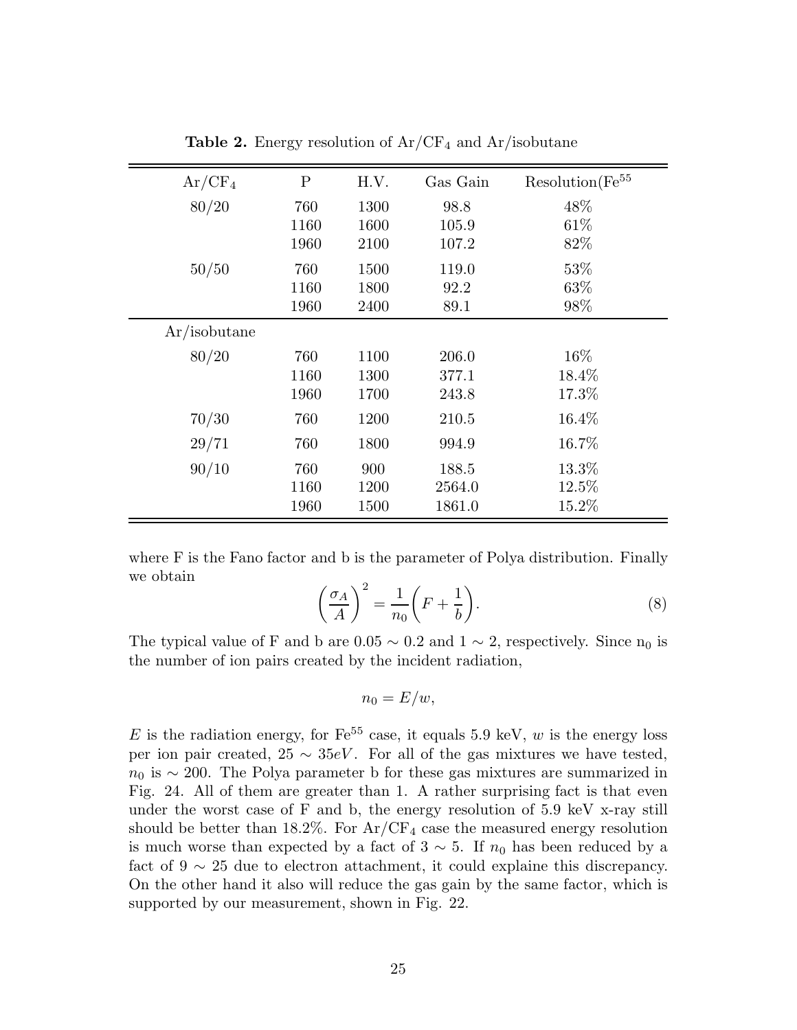**Table 2.** Energy resolution of $Ar/CF_4$ and Ar/isobutane

| $Ar/CF_4$ | P | H.V. | Gas Gain | Resolution($Fe^{55}$ |
|---|---|---|---|---|
| 80/20 | 760 | 1300 | 98.8 | 48% |
| | 1160 | 1600 | 105.9 | 61% |
| | 1960 | 2100 | 107.2 | 82% |
| 50/50 | 760 | 1500 | 119.0 | 53% |
| | 1160 | 1800 | 92.2 | 63% |
| | 1960 | 2400 | 89.1 | 98% |
| Ar/isobutane | | | | |
| 80/20 | 760 | 1100 | 206.0 | 16% |
| | 1160 | 1300 | 377.1 | 18.4% |
| | 1960 | 1700 | 243.8 | 17.3% |
| 70/30 | 760 | 1200 | 210.5 | 16.4% |
| 29/71 | 760 | 1800 | 994.9 | 16.7% |
| 90/10 | 760 | 900 | 188.5 | 13.3% |
| | 1160 | 1200 | 2564.0 | 12.5% |
| | 1960 | 1500 | 1861.0 | 15.2% |

where F is the Fano factor and b is the parameter of Polya distribution. Finally we obtain

$$\left(\frac{\sigma_A}{A}\right)^2 = \frac{1}{n_0}\left(F + \frac{1}{b}\right). \tag{8}$$

The typical value of F and b are $0.05 \sim 0.2$ and $1 \sim 2$, respectively. Since $n_0$ is the number of ion pairs created by the incident radiation,

$$n_0 = E/w,$$

$E$ is the radiation energy, for $Fe^{55}$ case, it equals 5.9 keV, $w$ is the energy loss per ion pair created, $25 \sim 35eV$. For all of the gas mixtures we have tested, $n_0$ is $\sim 200$. The Polya parameter b for these gas mixtures are summarized in Fig. 24. All of them are greater than 1. A rather surprising fact is that even under the worst case of F and b, the energy resolution of 5.9 keV x-ray still should be better than 18.2%. For $Ar/CF_4$ case the measured energy resolution is much worse than expected by a fact of $3 \sim 5$. If $n_0$ has been reduced by a fact of $9 \sim 25$ due to electron attachment, it could explaine this discrepancy. On the other hand it also will reduce the gas gain by the same factor, which is supported by our measurement, shown in Fig. 22.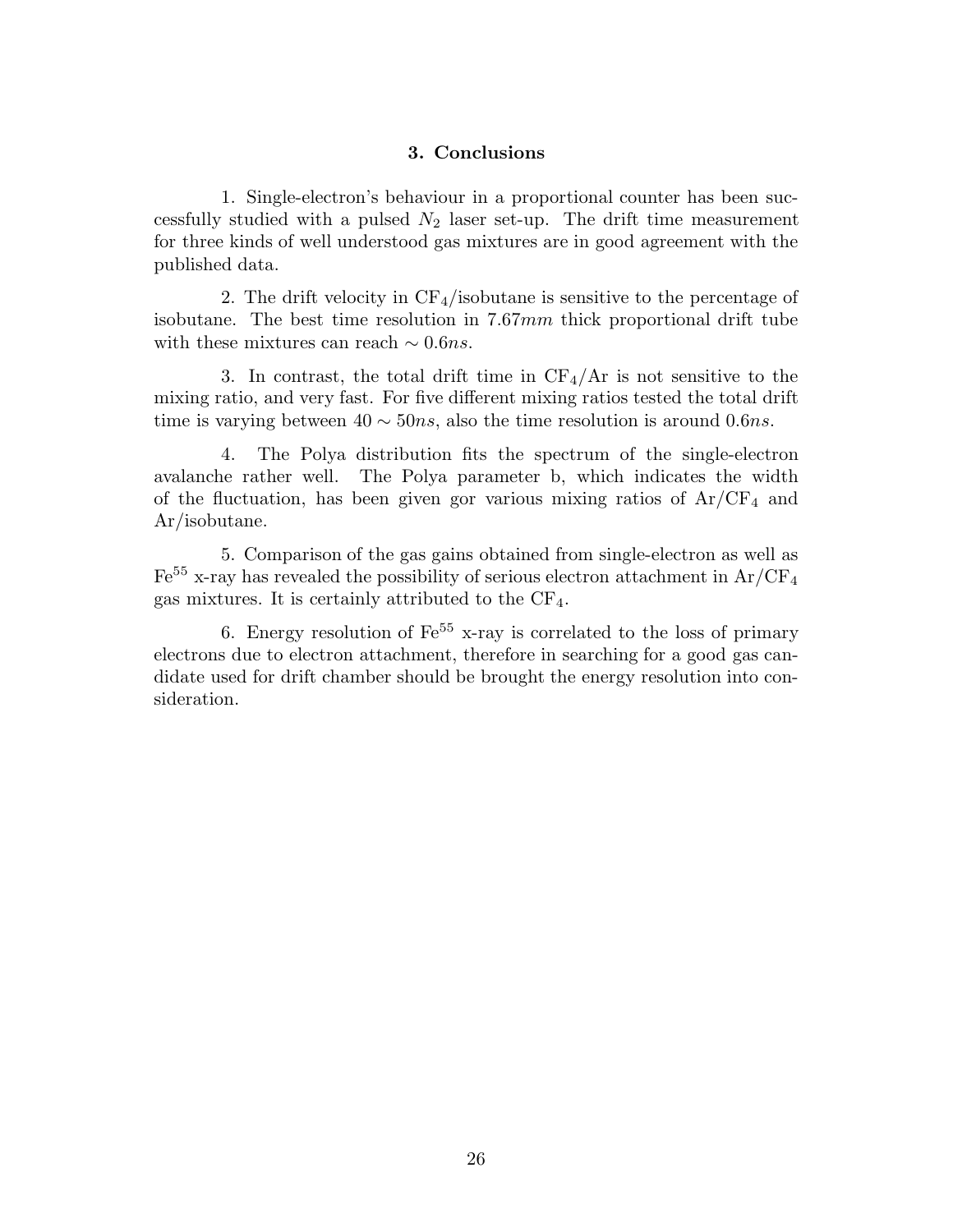## 3. Conclusions

1. Single-electron's behaviour in a proportional counter has been successfully studied with a pulsed $N_2$ laser set-up. The drift time measurement for three kinds of well understood gas mixtures are in good agreement with the published data.

2. The drift velocity in $CF_4$/isobutane is sensitive to the percentage of isobutane. The best time resolution in 7.67$mm$ thick proportional drift tube with these mixtures can reach $\sim 0.6ns$.

3. In contrast, the total drift time in $CF_4$/Ar is not sensitive to the mixing ratio, and very fast. For five different mixing ratios tested the total drift time is varying between $40 \sim 50ns$, also the time resolution is around 0.6$ns$.

4. The Polya distribution fits the spectrum of the single-electron avalanche rather well. The Polya parameter b, which indicates the width of the fluctuation, has been given gor various mixing ratios of Ar/$CF_4$ and Ar/isobutane.

5. Comparison of the gas gains obtained from single-electron as well as $Fe^{55}$ x-ray has revealed the possibility of serious electron attachment in Ar/$CF_4$ gas mixtures. It is certainly attributed to the $CF_4$.

6. Energy resolution of $Fe^{55}$ x-ray is correlated to the loss of primary electrons due to electron attachment, therefore in searching for a good gas candidate used for drift chamber should be brought the energy resolution into consideration.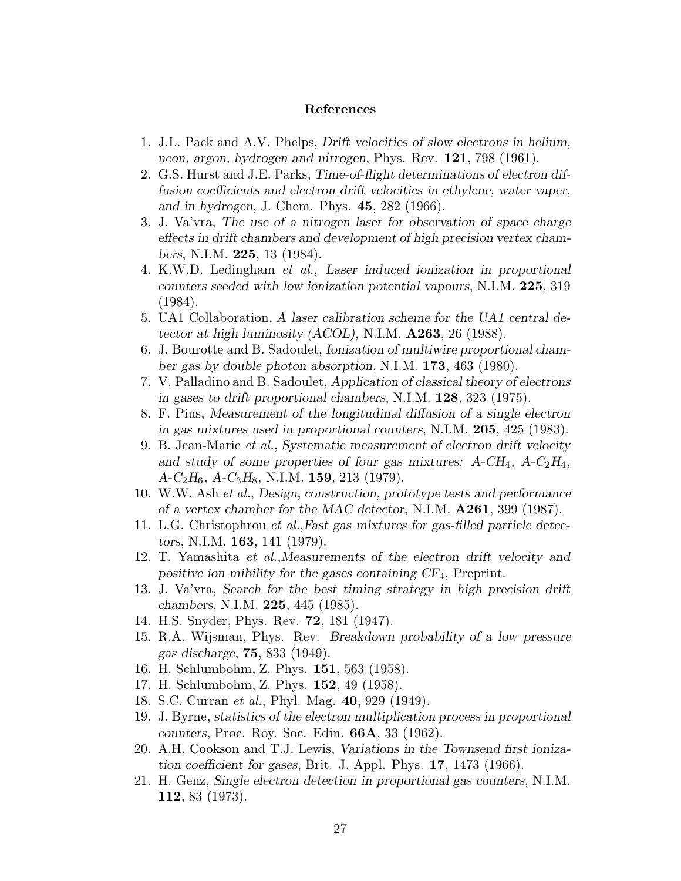## References

1. J.L. Pack and A.V. Phelps, *Drift velocities of slow electrons in helium, neon, argon, hydrogen and nitrogen*, Phys. Rev. **121**, 798 (1961).
2. G.S. Hurst and J.E. Parks, *Time-of-flight determinations of electron diffusion coefficients and electron drift velocities in ethylene, water vaper, and in hydrogen*, J. Chem. Phys. **45**, 282 (1966).
3. J. Va'vra, *The use of a nitrogen laser for observation of space charge effects in drift chambers and development of high precision vertex chambers*, N.I.M. **225**, 13 (1984).
4. K.W.D. Ledingham *et al.*, *Laser induced ionization in proportional counters seeded with low ionization potential vapours*, N.I.M. **225**, 319 (1984).
5. UA1 Collaboration, *A laser calibration scheme for the UA1 central detector at high luminosity (ACOL)*, N.I.M. **A263**, 26 (1988).
6. J. Bourotte and B. Sadoulet, *Ionization of multiwire proportional chamber gas by double photon absorption*, N.I.M. **173**, 463 (1980).
7. V. Palladino and B. Sadoulet, *Application of classical theory of electrons in gases to drift proportional chambers*, N.I.M. **128**, 323 (1975).
8. F. Pius, *Measurement of the longitudinal diffusion of a single electron in gas mixtures used in proportional counters*, N.I.M. **205**, 425 (1983).
9. B. Jean-Marie *et al.*, *Systematic measurement of electron drift velocity and study of some properties of four gas mixtures: A-$CH_4$, A-$C_2H_4$, A-$C_2H_6$, A-$C_3H_8$*, N.I.M. **159**, 213 (1979).
10. W.W. Ash *et al.*, *Design, construction, prototype tests and performance of a vertex chamber for the MAC detector*, N.I.M. **A261**, 399 (1987).
11. L.G. Christophrou *et al.*,*Fast gas mixtures for gas-filled particle detectors*, N.I.M. **163**, 141 (1979).
12. T. Yamashita *et al.*,*Measurements of the electron drift velocity and positive ion mibility for the gases containing $CF_4$*, Preprint.
13. J. Va'vra, *Search for the best timing strategy in high precision drift chambers*, N.I.M. **225**, 445 (1985).
14. H.S. Snyder, Phys. Rev. **72**, 181 (1947).
15. R.A. Wijsman, Phys. Rev. *Breakdown probability of a low pressure gas discharge*, **75**, 833 (1949).
16. H. Schlumbohm, Z. Phys. **151**, 563 (1958).
17. H. Schlumbohm, Z. Phys. **152**, 49 (1958).
18. S.C. Curran *et al.*, Phyl. Mag. **40**, 929 (1949).
19. J. Byrne, *statistics of the electron multiplication process in proportional counters*, Proc. Roy. Soc. Edin. **66A**, 33 (1962).
20. A.H. Cookson and T.J. Lewis, *Variations in the Townsend first ionization coefficient for gases*, Brit. J. Appl. Phys. **17**, 1473 (1966).
21. H. Genz, *Single electron detection in proportional gas counters*, N.I.M. **112**, 83 (1973).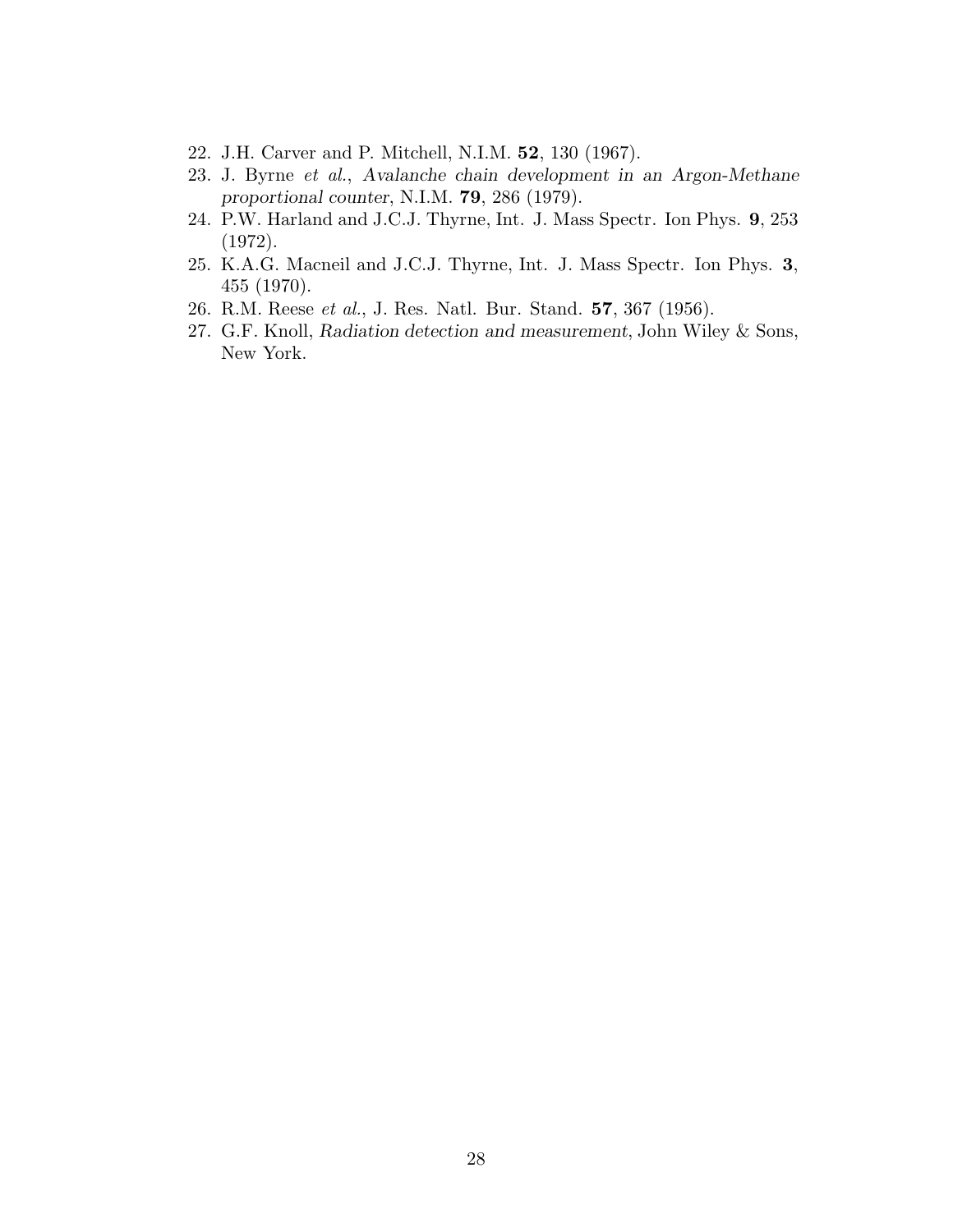22. J.H. Carver and P. Mitchell, N.I.M. **52**, 130 (1967).
23. J. Byrne *et al.*, *Avalanche chain development in an Argon-Methane proportional counter*, N.I.M. **79**, 286 (1979).
24. P.W. Harland and J.C.J. Thyrne, Int. J. Mass Spectr. Ion Phys. **9**, 253 (1972).
25. K.A.G. Macneil and J.C.J. Thyrne, Int. J. Mass Spectr. Ion Phys. **3**, 455 (1970).
26. R.M. Reese *et al.*, J. Res. Natl. Bur. Stand. **57**, 367 (1956).
27. G.F. Knoll, *Radiation detection and measurement*, John Wiley & Sons, New York.